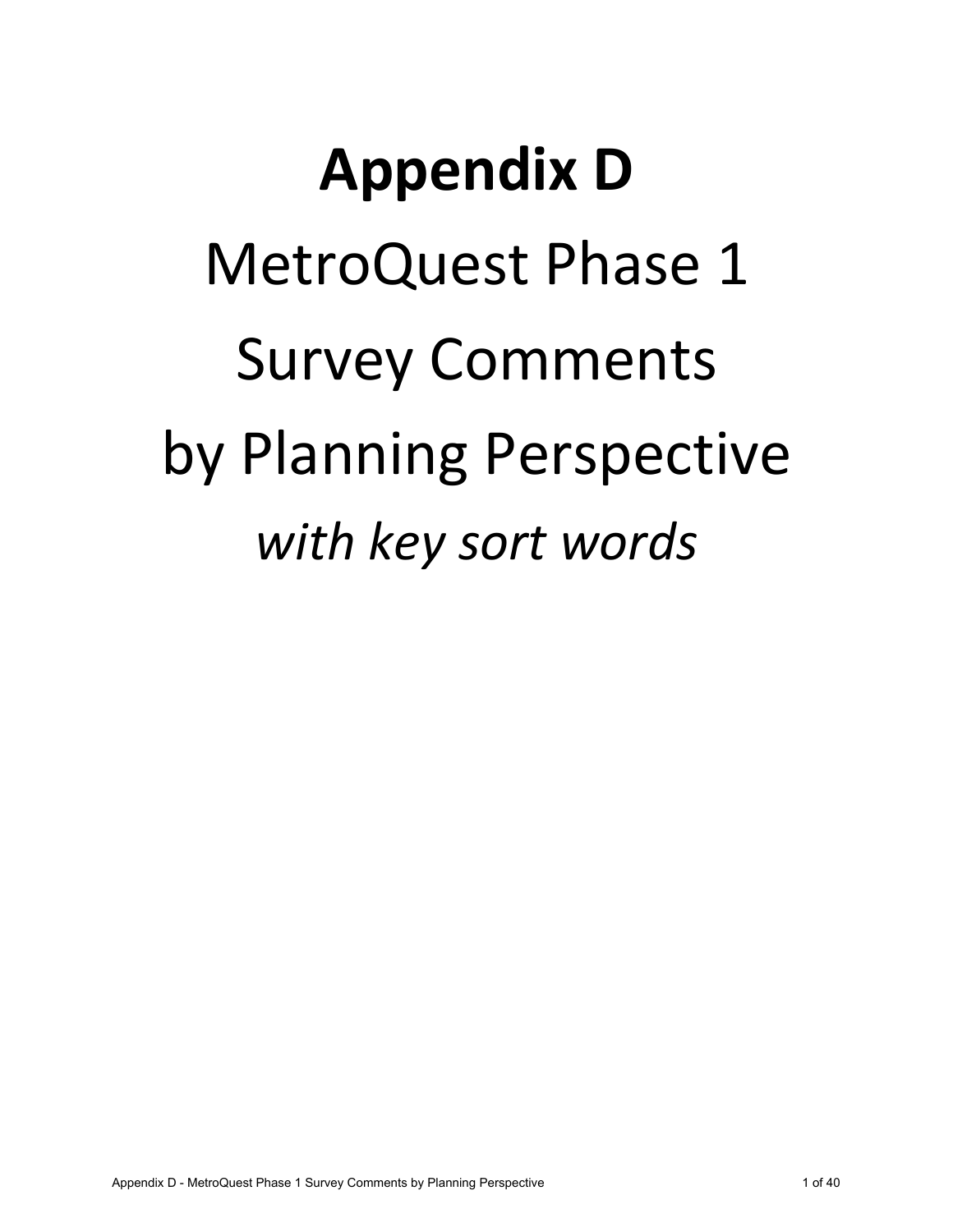# Appendix D

## MetroQuest Phase 1

## Survey Comments

## by Planning Perspective

*with key sort words*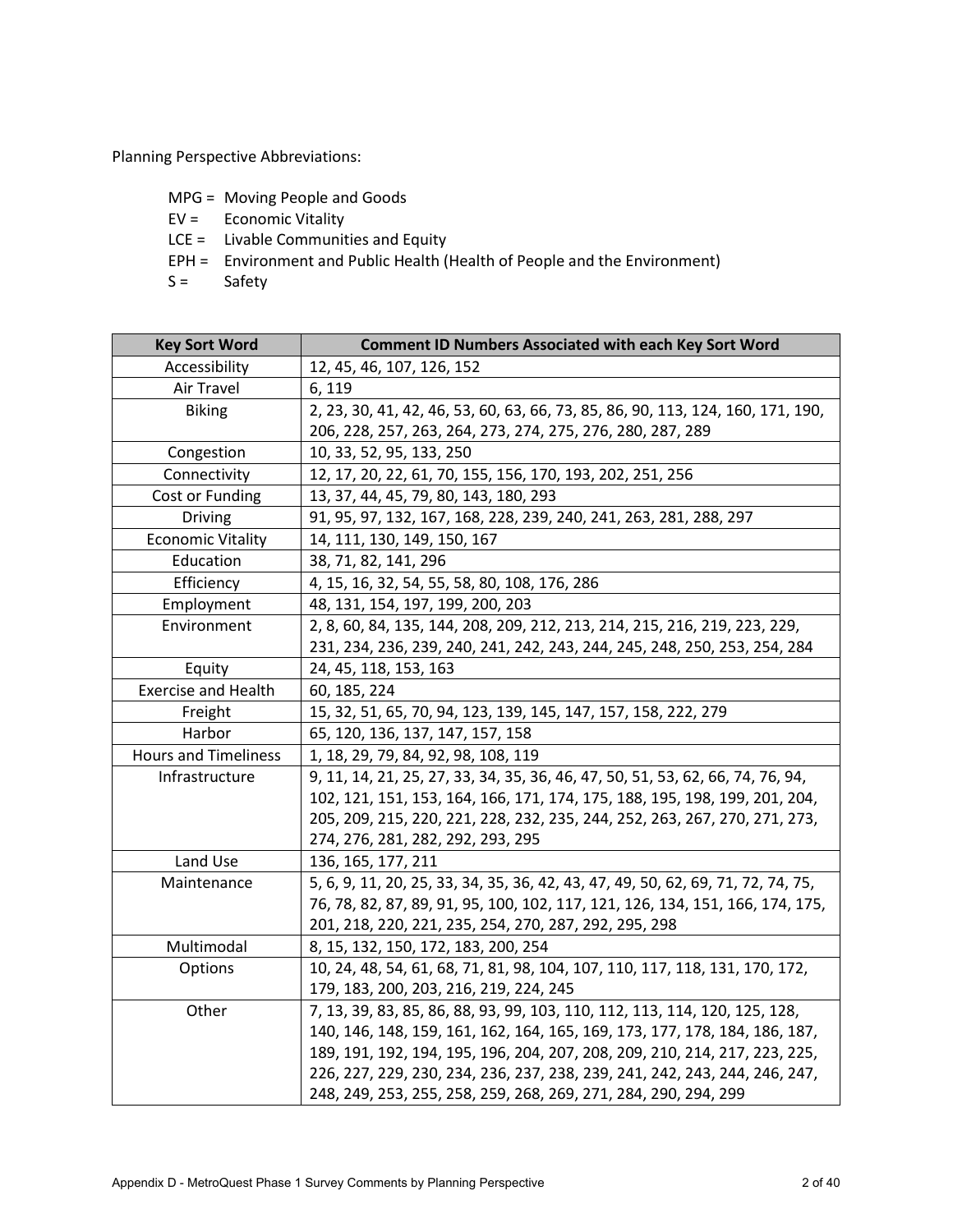Planning Perspective Abbreviations:

- MPG = Moving People and Goods
- EV = Economic Vitality
- LCE = Livable Communities and Equity
- EPH = Environment and Public Health (Health of People and the Environment)
- S = Safety

| Key Sort Word | Comment ID Numbers Associated with each Key Sort Word |
|---|---|
| Accessibility | 12, 45, 46, 107, 126, 152 |
| Air Travel | 6, 119 |
| Biking | 2, 23, 30, 41, 42, 46, 53, 60, 63, 66, 73, 85, 86, 90, 113, 124, 160, 171, 190, 206, 228, 257, 263, 264, 273, 274, 275, 276, 280, 287, 289 |
| Congestion | 10, 33, 52, 95, 133, 250 |
| Connectivity | 12, 17, 20, 22, 61, 70, 155, 156, 170, 193, 202, 251, 256 |
| Cost or Funding | 13, 37, 44, 45, 79, 80, 143, 180, 293 |
| Driving | 91, 95, 97, 132, 167, 168, 228, 239, 240, 241, 263, 281, 288, 297 |
| Economic Vitality | 14, 111, 130, 149, 150, 167 |
| Education | 38, 71, 82, 141, 296 |
| Efficiency | 4, 15, 16, 32, 54, 55, 58, 80, 108, 176, 286 |
| Employment | 48, 131, 154, 197, 199, 200, 203 |
| Environment | 2, 8, 60, 84, 135, 144, 208, 209, 212, 213, 214, 215, 216, 219, 223, 229, 231, 234, 236, 239, 240, 241, 242, 243, 244, 245, 248, 250, 253, 254, 284 |
| Equity | 24, 45, 118, 153, 163 |
| Exercise and Health | 60, 185, 224 |
| Freight | 15, 32, 51, 65, 70, 94, 123, 139, 145, 147, 157, 158, 222, 279 |
| Harbor | 65, 120, 136, 137, 147, 157, 158 |
| Hours and Timeliness | 1, 18, 29, 79, 84, 92, 98, 108, 119 |
| Infrastructure | 9, 11, 14, 21, 25, 27, 33, 34, 35, 36, 46, 47, 50, 51, 53, 62, 66, 74, 76, 94, 102, 121, 151, 153, 164, 166, 171, 174, 175, 188, 195, 198, 199, 201, 204, 205, 209, 215, 220, 221, 228, 232, 235, 244, 252, 263, 267, 270, 271, 273, 274, 276, 281, 282, 292, 293, 295 |
| Land Use | 136, 165, 177, 211 |
| Maintenance | 5, 6, 9, 11, 20, 25, 33, 34, 35, 36, 42, 43, 47, 49, 50, 62, 69, 71, 72, 74, 75, 76, 78, 82, 87, 89, 91, 95, 100, 102, 117, 121, 126, 134, 151, 166, 174, 175, 201, 218, 220, 221, 235, 254, 270, 287, 292, 295, 298 |
| Multimodal | 8, 15, 132, 150, 172, 183, 200, 254 |
| Options | 10, 24, 48, 54, 61, 68, 71, 81, 98, 104, 107, 110, 117, 118, 131, 170, 172, 179, 183, 200, 203, 216, 219, 224, 245 |
| Other | 7, 13, 39, 83, 85, 86, 88, 93, 99, 103, 110, 112, 113, 114, 120, 125, 128, 140, 146, 148, 159, 161, 162, 164, 165, 169, 173, 177, 178, 184, 186, 187, 189, 191, 192, 194, 195, 196, 204, 207, 208, 209, 210, 214, 217, 223, 225, 226, 227, 229, 230, 234, 236, 237, 238, 239, 241, 242, 243, 244, 246, 247, 248, 249, 253, 255, 258, 259, 268, 269, 271, 284, 290, 294, 299 |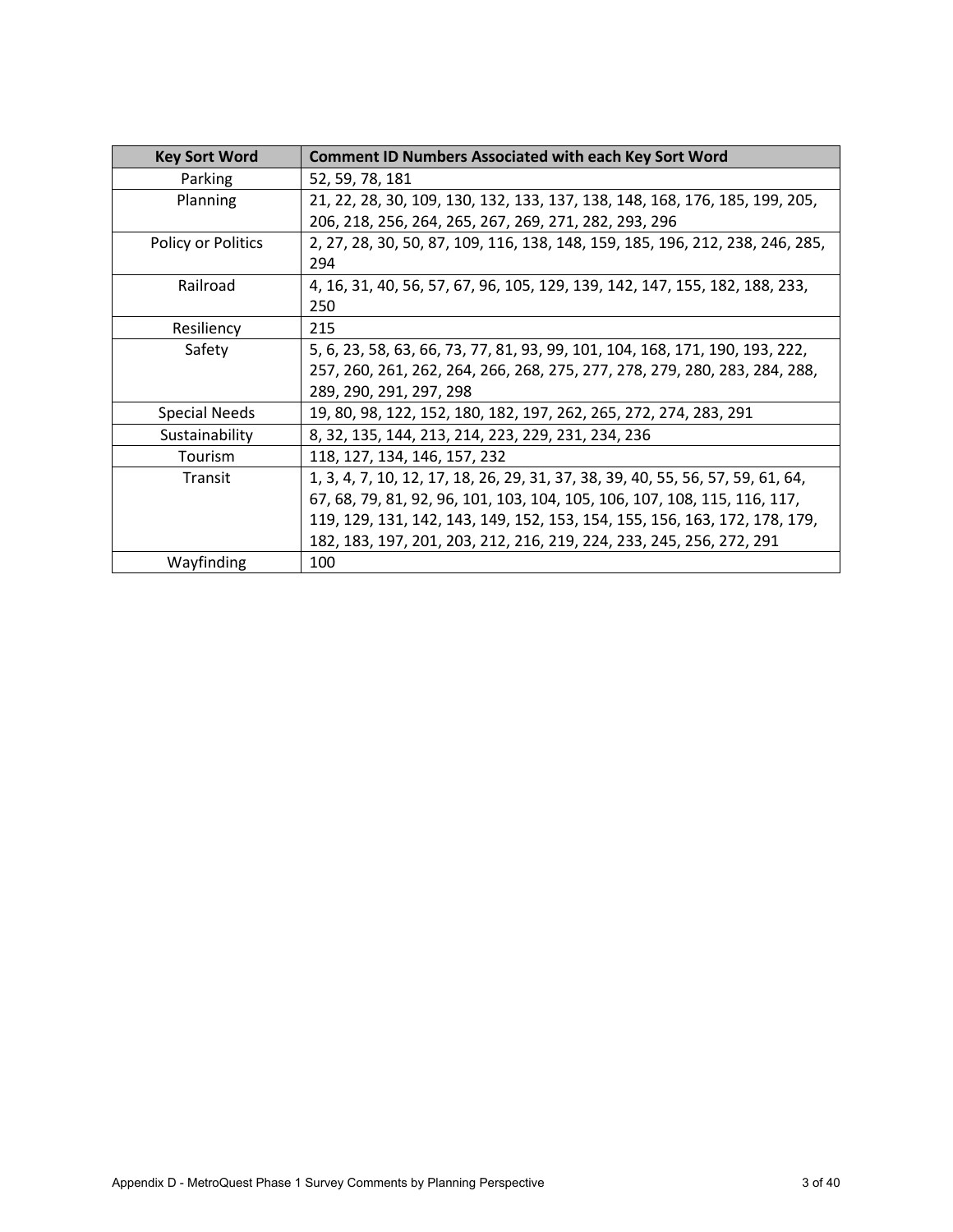| Key Sort Word | Comment ID Numbers Associated with each Key Sort Word |
|---|---|
| Parking | 52, 59, 78, 181 |
| Planning | 21, 22, 28, 30, 109, 130, 132, 133, 137, 138, 148, 168, 176, 185, 199, 205, 206, 218, 256, 264, 265, 267, 269, 271, 282, 293, 296 |
| Policy or Politics | 2, 27, 28, 30, 50, 87, 109, 116, 138, 148, 159, 185, 196, 212, 238, 246, 285, 294 |
| Railroad | 4, 16, 31, 40, 56, 57, 67, 96, 105, 129, 139, 142, 147, 155, 182, 188, 233, 250 |
| Resiliency | 215 |
| Safety | 5, 6, 23, 58, 63, 66, 73, 77, 81, 93, 99, 101, 104, 168, 171, 190, 193, 222, 257, 260, 261, 262, 264, 266, 268, 275, 277, 278, 279, 280, 283, 284, 288, 289, 290, 291, 297, 298 |
| Special Needs | 19, 80, 98, 122, 152, 180, 182, 197, 262, 265, 272, 274, 283, 291 |
| Sustainability | 8, 32, 135, 144, 213, 214, 223, 229, 231, 234, 236 |
| Tourism | 118, 127, 134, 146, 157, 232 |
| Transit | 1, 3, 4, 7, 10, 12, 17, 18, 26, 29, 31, 37, 38, 39, 40, 55, 56, 57, 59, 61, 64, 67, 68, 79, 81, 92, 96, 101, 103, 104, 105, 106, 107, 108, 115, 116, 117, 119, 129, 131, 142, 143, 149, 152, 153, 154, 155, 156, 163, 172, 178, 179, 182, 183, 197, 201, 203, 212, 216, 219, 224, 233, 245, 256, 272, 291 |
| Wayfinding | 100 |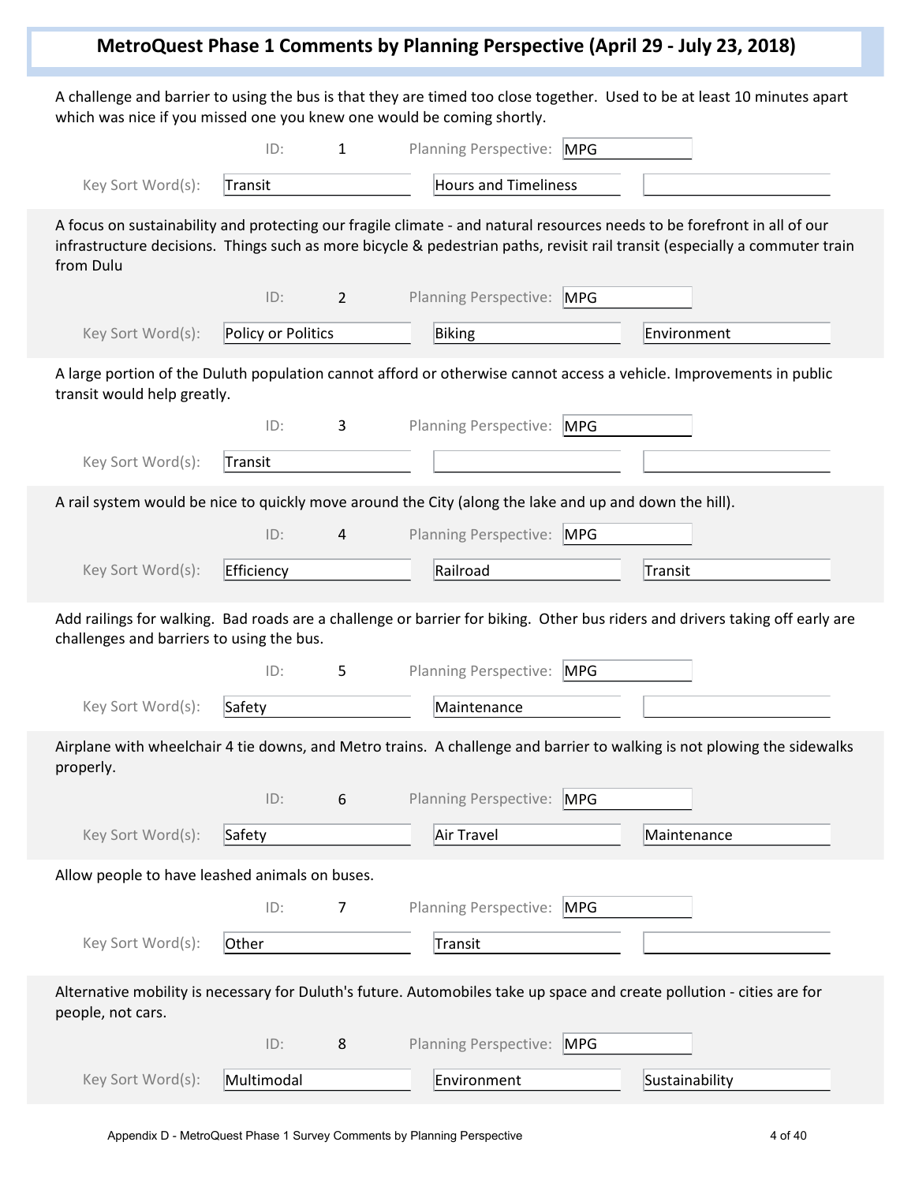# MetroQuest Phase 1 Comments by Planning Perspective (April 29 - July 23, 2018)

A challenge and barrier to using the bus is that they are timed too close together. Used to be at least 10 minutes apart which was nice if you missed one you knew one would be coming shortly.

ID: 1 | Planning Perspective: MPG

Key Sort Word(s): Transit | Hours and Timeliness |

---

A focus on sustainability and protecting our fragile climate - and natural resources needs to be forefront in all of our infrastructure decisions. Things such as more bicycle & pedestrian paths, revisit rail transit (especially a commuter train from Dulu

ID: 2 | Planning Perspective: MPG

Key Sort Word(s): Policy or Politics | Biking | Environment

---

A large portion of the Duluth population cannot afford or otherwise cannot access a vehicle. Improvements in public transit would help greatly.

ID: 3 | Planning Perspective: MPG

Key Sort Word(s): Transit | |

---

A rail system would be nice to quickly move around the City (along the lake and up and down the hill).

ID: 4 | Planning Perspective: MPG

Key Sort Word(s): Efficiency | Railroad | Transit

---

Add railings for walking. Bad roads are a challenge or barrier for biking. Other bus riders and drivers taking off early are challenges and barriers to using the bus.

ID: 5 | Planning Perspective: MPG

Key Sort Word(s): Safety | Maintenance |

---

Airplane with wheelchair 4 tie downs, and Metro trains. A challenge and barrier to walking is not plowing the sidewalks properly.

ID: 6 | Planning Perspective: MPG

Key Sort Word(s): Safety | Air Travel | Maintenance

---

Allow people to have leashed animals on buses.

ID: 7 | Planning Perspective: MPG

Key Sort Word(s): Other | Transit |

---

Alternative mobility is necessary for Duluth's future. Automobiles take up space and create pollution - cities are for people, not cars.

ID: 8 | Planning Perspective: MPG

Key Sort Word(s): Multimodal | Environment | Sustainability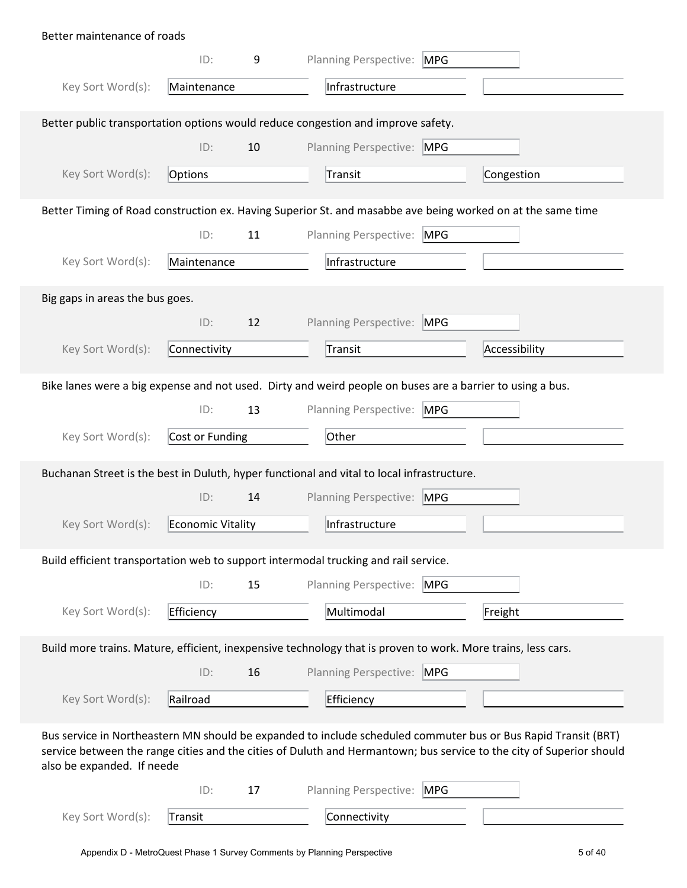Better maintenance of roads

ID: 9 Planning Perspective: MPG

Key Sort Word(s): Maintenance | Infrastructure |

---

Better public transportation options would reduce congestion and improve safety.

ID: 10 Planning Perspective: MPG

Key Sort Word(s): Options | Transit | Congestion

---

Better Timing of Road construction ex. Having Superior St. and masabbe ave being worked on at the same time

ID: 11 Planning Perspective: MPG

Key Sort Word(s): Maintenance | Infrastructure |

---

Big gaps in areas the bus goes.

ID: 12 Planning Perspective: MPG

Key Sort Word(s): Connectivity | Transit | Accessibility

---

Bike lanes were a big expense and not used. Dirty and weird people on buses are a barrier to using a bus.

ID: 13 Planning Perspective: MPG

Key Sort Word(s): Cost or Funding | Other |

---

Buchanan Street is the best in Duluth, hyper functional and vital to local infrastructure.

ID: 14 Planning Perspective: MPG

Key Sort Word(s): Economic Vitality | Infrastructure |

---

Build efficient transportation web to support intermodal trucking and rail service.

ID: 15 Planning Perspective: MPG

Key Sort Word(s): Efficiency | Multimodal | Freight

---

Build more trains. Mature, efficient, inexpensive technology that is proven to work. More trains, less cars.

ID: 16 Planning Perspective: MPG

Key Sort Word(s): Railroad | Efficiency |

---

Bus service in Northeastern MN should be expanded to include scheduled commuter bus or Bus Rapid Transit (BRT) service between the range cities and the cities of Duluth and Hermantown; bus service to the city of Superior should also be expanded. If neede

ID: 17 Planning Perspective: MPG

Key Sort Word(s): Transit | Connectivity |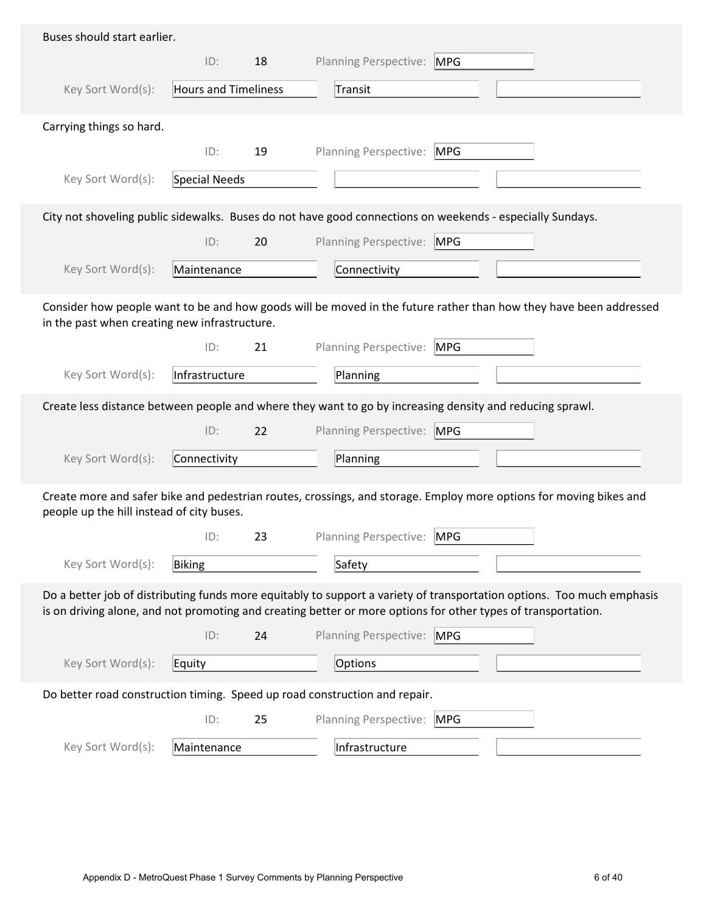Buses should start earlier.

ID: 18 Planning Perspective: MPG

Key Sort Word(s): Hours and Timeliness | Transit

Carrying things so hard.

ID: 19 Planning Perspective: MPG

Key Sort Word(s): Special Needs

City not shoveling public sidewalks. Buses do not have good connections on weekends - especially Sundays.

ID: 20 Planning Perspective: MPG

Key Sort Word(s): Maintenance | Connectivity

Consider how people want to be and how goods will be moved in the future rather than how they have been addressed in the past when creating new infrastructure.

ID: 21 Planning Perspective: MPG

Key Sort Word(s): Infrastructure | Planning

Create less distance between people and where they want to go by increasing density and reducing sprawl.

ID: 22 Planning Perspective: MPG

Key Sort Word(s): Connectivity | Planning

Create more and safer bike and pedestrian routes, crossings, and storage. Employ more options for moving bikes and people up the hill instead of city buses.

ID: 23 Planning Perspective: MPG

Key Sort Word(s): Biking | Safety

Do a better job of distributing funds more equitably to support a variety of transportation options. Too much emphasis is on driving alone, and not promoting and creating better or more options for other types of transportation.

ID: 24 Planning Perspective: MPG

Key Sort Word(s): Equity | Options

Do better road construction timing. Speed up road construction and repair.

ID: 25 Planning Perspective: MPG

Key Sort Word(s): Maintenance | Infrastructure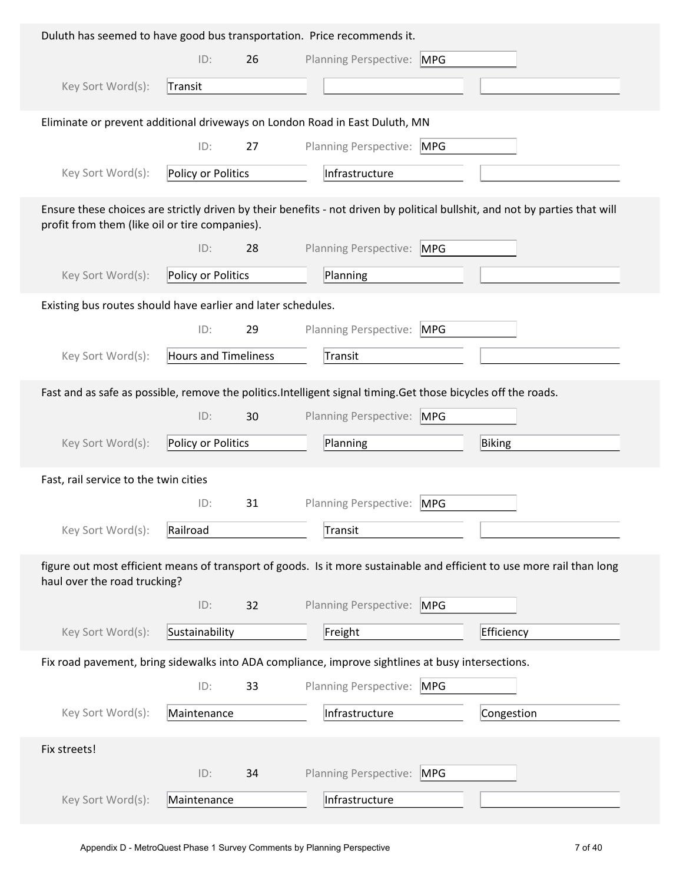Duluth has seemed to have good bus transportation. Price recommends it.

ID: 26 Planning Perspective: MPG

Key Sort Word(s): Transit

---

Eliminate or prevent additional driveways on London Road in East Duluth, MN

ID: 27 Planning Perspective: MPG

Key Sort Word(s): Policy or Politics | Infrastructure

---

Ensure these choices are strictly driven by their benefits - not driven by political bullshit, and not by parties that will profit from them (like oil or tire companies).

ID: 28 Planning Perspective: MPG

Key Sort Word(s): Policy or Politics | Planning

---

Existing bus routes should have earlier and later schedules.

ID: 29 Planning Perspective: MPG

Key Sort Word(s): Hours and Timeliness | Transit

---

Fast and as safe as possible, remove the politics.Intelligent signal timing.Get those bicycles off the roads.

ID: 30 Planning Perspective: MPG

Key Sort Word(s): Policy or Politics | Planning | Biking

---

Fast, rail service to the twin cities

ID: 31 Planning Perspective: MPG

Key Sort Word(s): Railroad | Transit

---

figure out most efficient means of transport of goods. Is it more sustainable and efficient to use more rail than long haul over the road trucking?

ID: 32 Planning Perspective: MPG

Key Sort Word(s): Sustainability | Freight | Efficiency

---

Fix road pavement, bring sidewalks into ADA compliance, improve sightlines at busy intersections.

ID: 33 Planning Perspective: MPG

Key Sort Word(s): Maintenance | Infrastructure | Congestion

---

Fix streets!

ID: 34 Planning Perspective: MPG

Key Sort Word(s): Maintenance | Infrastructure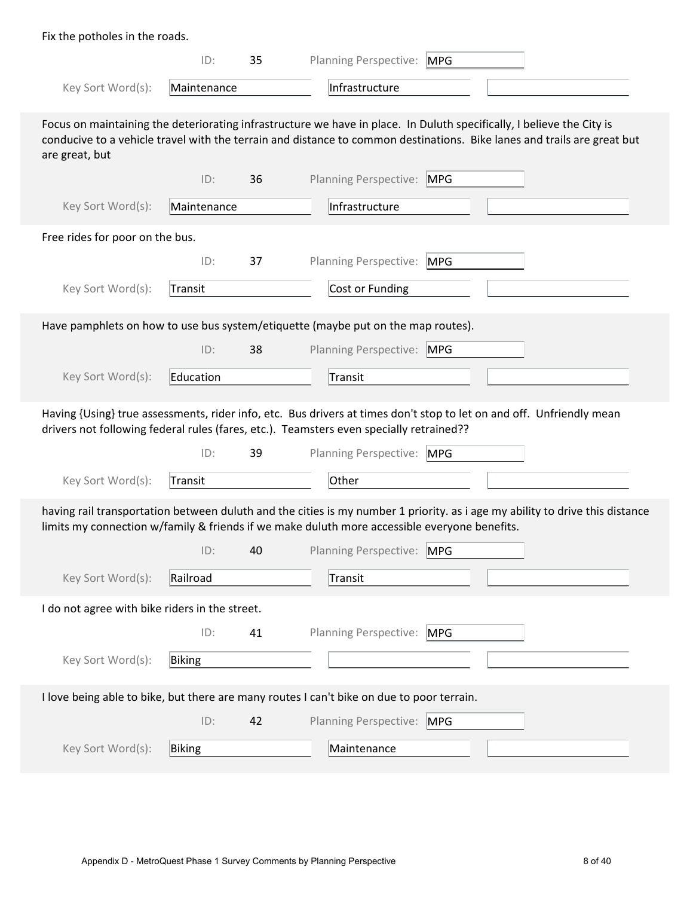Fix the potholes in the roads.

ID: 35 Planning Perspective: MPG

Key Sort Word(s): Maintenance | Infrastructure |

Focus on maintaining the deteriorating infrastructure we have in place. In Duluth specifically, I believe the City is conducive to a vehicle travel with the terrain and distance to common destinations. Bike lanes and trails are great but are great, but

ID: 36 Planning Perspective: MPG

Key Sort Word(s): Maintenance | Infrastructure |

Free rides for poor on the bus.

ID: 37 Planning Perspective: MPG

Key Sort Word(s): Transit | Cost or Funding |

Have pamphlets on how to use bus system/etiquette (maybe put on the map routes).

ID: 38 Planning Perspective: MPG

Key Sort Word(s): Education | Transit |

Having {Using} true assessments, rider info, etc. Bus drivers at times don't stop to let on and off. Unfriendly mean drivers not following federal rules (fares, etc.). Teamsters even specially retrained??

ID: 39 Planning Perspective: MPG

Key Sort Word(s): Transit | Other |

having rail transportation between duluth and the cities is my number 1 priority. as i age my ability to drive this distance limits my connection w/family & friends if we make duluth more accessible everyone benefits.

ID: 40 Planning Perspective: MPG

Key Sort Word(s): Railroad | Transit |

I do not agree with bike riders in the street.

ID: 41 Planning Perspective: MPG

Key Sort Word(s): Biking | |

I love being able to bike, but there are many routes I can't bike on due to poor terrain.

ID: 42 Planning Perspective: MPG

Key Sort Word(s): Biking | Maintenance |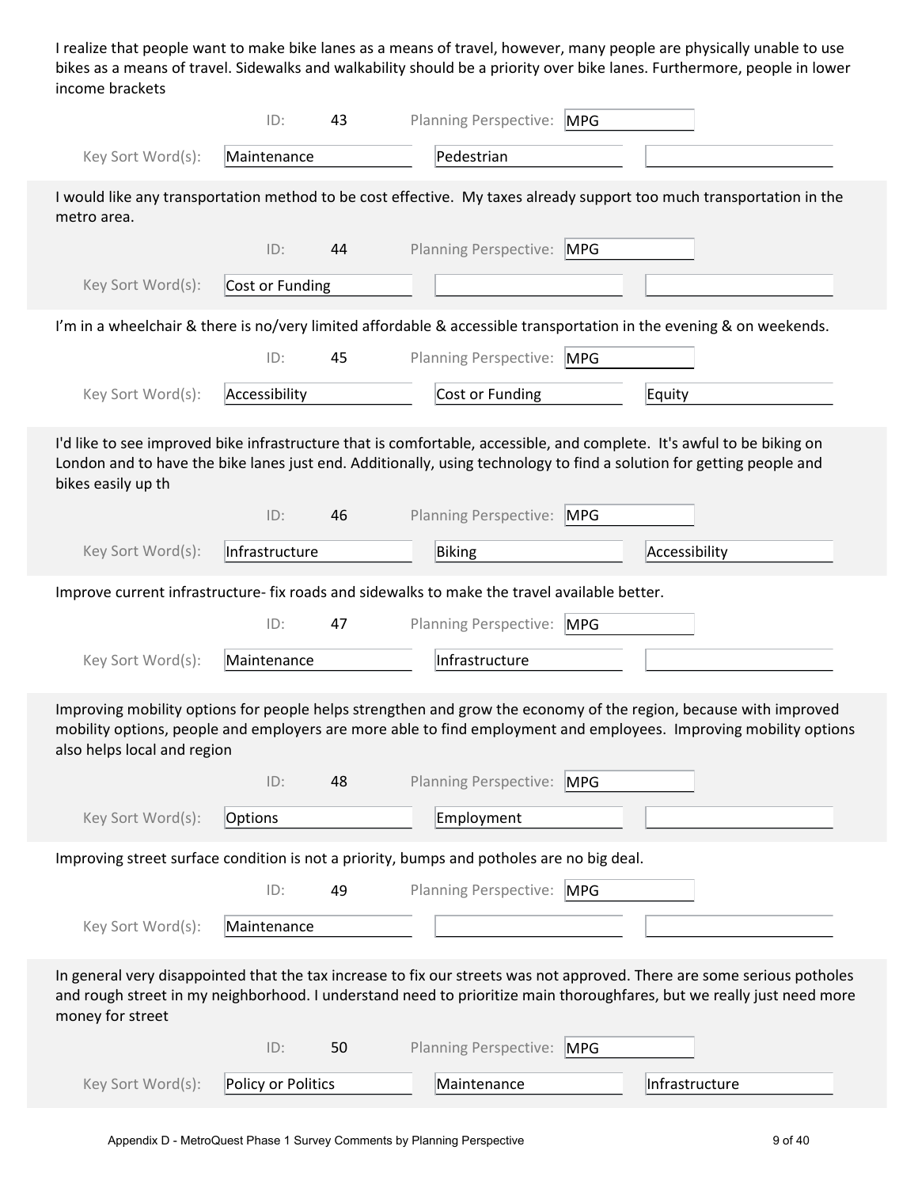I realize that people want to make bike lanes as a means of travel, however, many people are physically unable to use bikes as a means of travel. Sidewalks and walkability should be a priority over bike lanes. Furthermore, people in lower income brackets

ID: 43 Planning Perspective: MPG

Key Sort Word(s): Maintenance | Pedestrian

I would like any transportation method to be cost effective. My taxes already support too much transportation in the metro area.

ID: 44 Planning Perspective: MPG

Key Sort Word(s): Cost or Funding

I'm in a wheelchair & there is no/very limited affordable & accessible transportation in the evening & on weekends.

ID: 45 Planning Perspective: MPG

Key Sort Word(s): Accessibility | Cost or Funding | Equity

I'd like to see improved bike infrastructure that is comfortable, accessible, and complete. It's awful to be biking on London and to have the bike lanes just end. Additionally, using technology to find a solution for getting people and bikes easily up th

ID: 46 Planning Perspective: MPG

Key Sort Word(s): Infrastructure | Biking | Accessibility

Improve current infrastructure- fix roads and sidewalks to make the travel available better.

ID: 47 Planning Perspective: MPG

Key Sort Word(s): Maintenance | Infrastructure

Improving mobility options for people helps strengthen and grow the economy of the region, because with improved mobility options, people and employers are more able to find employment and employees. Improving mobility options also helps local and region

ID: 48 Planning Perspective: MPG

Key Sort Word(s): Options | Employment

Improving street surface condition is not a priority, bumps and potholes are no big deal.

ID: 49 Planning Perspective: MPG

Key Sort Word(s): Maintenance

In general very disappointed that the tax increase to fix our streets was not approved. There are some serious potholes and rough street in my neighborhood. I understand need to prioritize main thoroughfares, but we really just need more money for street

ID: 50 Planning Perspective: MPG

Key Sort Word(s): Policy or Politics | Maintenance | Infrastructure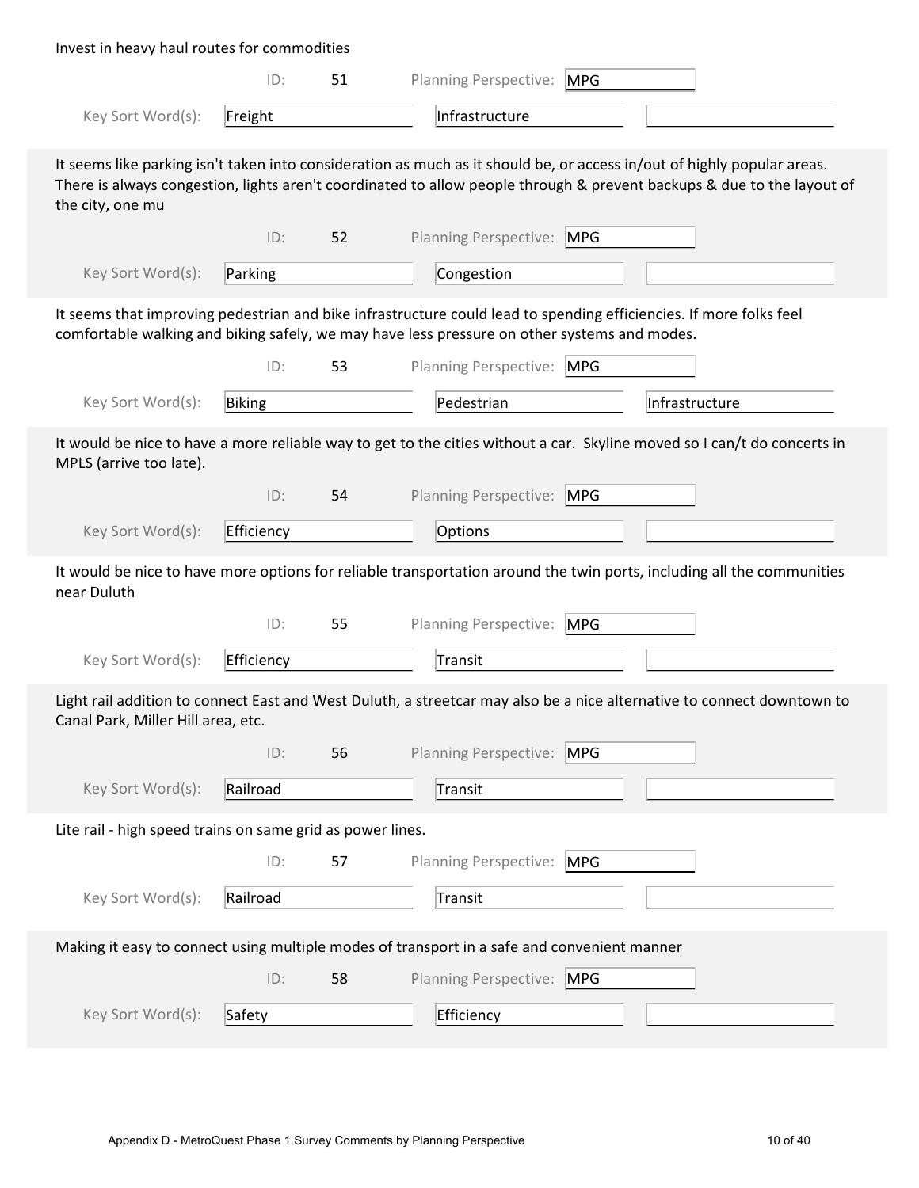Invest in heavy haul routes for commodities

| | | | |
|---|---|---|---|
| ID: | 51 | Planning Perspective: | MPG |
| Key Sort Word(s): | Freight | Infrastructure | |

It seems like parking isn't taken into consideration as much as it should be, or access in/out of highly popular areas. There is always congestion, lights aren't coordinated to allow people through & prevent backups & due to the layout of the city, one mu

| | | | |
|---|---|---|---|
| ID: | 52 | Planning Perspective: | MPG |
| Key Sort Word(s): | Parking | Congestion | |

It seems that improving pedestrian and bike infrastructure could lead to spending efficiencies. If more folks feel comfortable walking and biking safely, we may have less pressure on other systems and modes.

| | | | |
|---|---|---|---|
| ID: | 53 | Planning Perspective: | MPG |
| Key Sort Word(s): | Biking | Pedestrian | Infrastructure |

It would be nice to have a more reliable way to get to the cities without a car. Skyline moved so I can/t do concerts in MPLS (arrive too late).

| | | | |
|---|---|---|---|
| ID: | 54 | Planning Perspective: | MPG |
| Key Sort Word(s): | Efficiency | Options | |

It would be nice to have more options for reliable transportation around the twin ports, including all the communities near Duluth

| | | | |
|---|---|---|---|
| ID: | 55 | Planning Perspective: | MPG |
| Key Sort Word(s): | Efficiency | Transit | |

Light rail addition to connect East and West Duluth, a streetcar may also be a nice alternative to connect downtown to Canal Park, Miller Hill area, etc.

| | | | |
|---|---|---|---|
| ID: | 56 | Planning Perspective: | MPG |
| Key Sort Word(s): | Railroad | Transit | |

Lite rail - high speed trains on same grid as power lines.

| | | | |
|---|---|---|---|
| ID: | 57 | Planning Perspective: | MPG |
| Key Sort Word(s): | Railroad | Transit | |

Making it easy to connect using multiple modes of transport in a safe and convenient manner

| | | | |
|---|---|---|---|
| ID: | 58 | Planning Perspective: | MPG |
| Key Sort Word(s): | Safety | Efficiency | |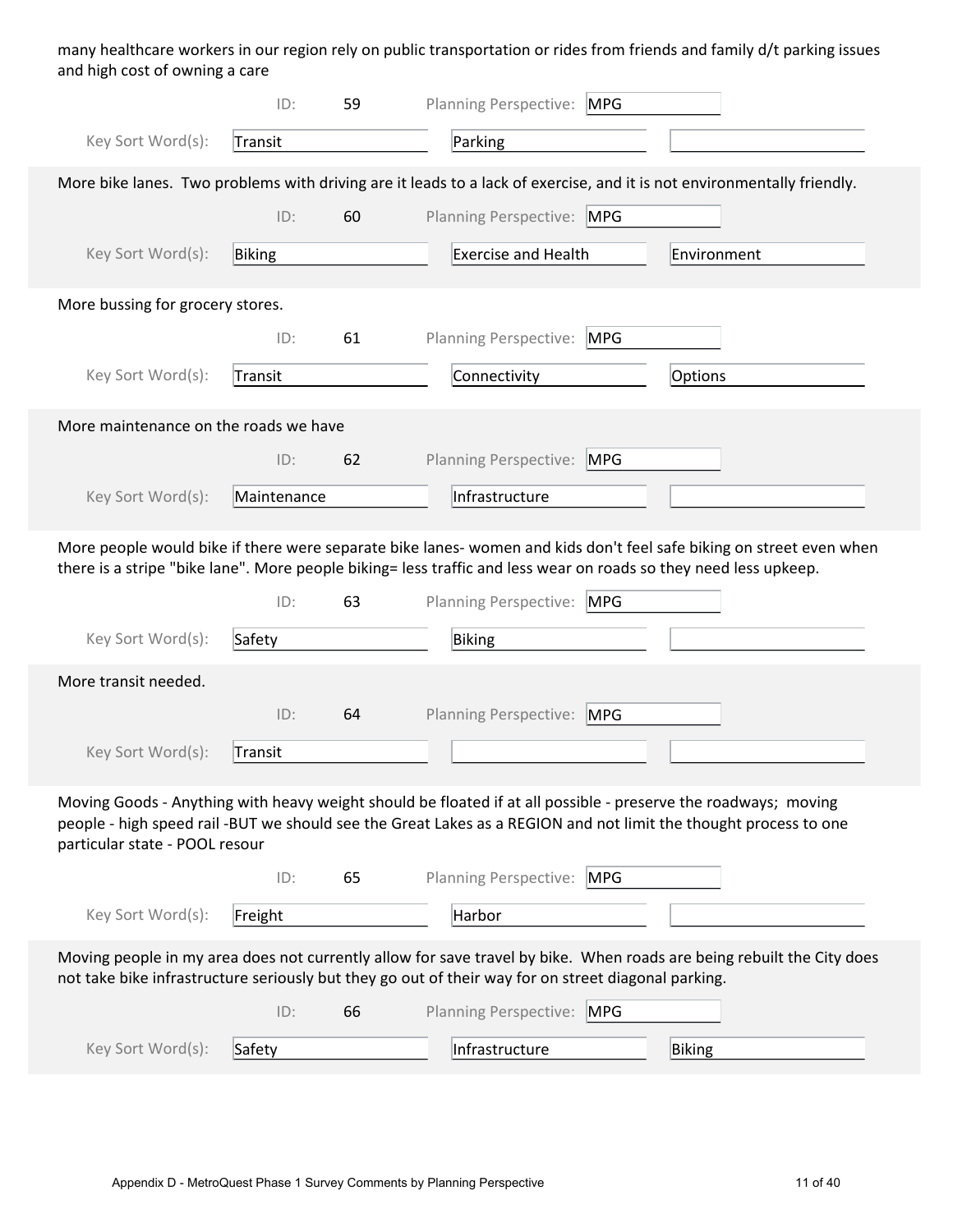many healthcare workers in our region rely on public transportation or rides from friends and family d/t parking issues and high cost of owning a care

ID: 59 Planning Perspective: MPG

Key Sort Word(s): Transit | Parking

More bike lanes. Two problems with driving are it leads to a lack of exercise, and it is not environmentally friendly.

ID: 60 Planning Perspective: MPG

Key Sort Word(s): Biking | Exercise and Health | Environment

More bussing for grocery stores.

ID: 61 Planning Perspective: MPG

Key Sort Word(s): Transit | Connectivity | Options

More maintenance on the roads we have

ID: 62 Planning Perspective: MPG

Key Sort Word(s): Maintenance | Infrastructure

More people would bike if there were separate bike lanes- women and kids don't feel safe biking on street even when there is a stripe "bike lane". More people biking= less traffic and less wear on roads so they need less upkeep.

ID: 63 Planning Perspective: MPG

Key Sort Word(s): Safety | Biking

More transit needed.

ID: 64 Planning Perspective: MPG

Key Sort Word(s): Transit

Moving Goods - Anything with heavy weight should be floated if at all possible - preserve the roadways; moving people - high speed rail -BUT we should see the Great Lakes as a REGION and not limit the thought process to one particular state - POOL resour

ID: 65 Planning Perspective: MPG

Key Sort Word(s): Freight | Harbor

Moving people in my area does not currently allow for save travel by bike. When roads are being rebuilt the City does not take bike infrastructure seriously but they go out of their way for on street diagonal parking.

ID: 66 Planning Perspective: MPG

Key Sort Word(s): Safety | Infrastructure | Biking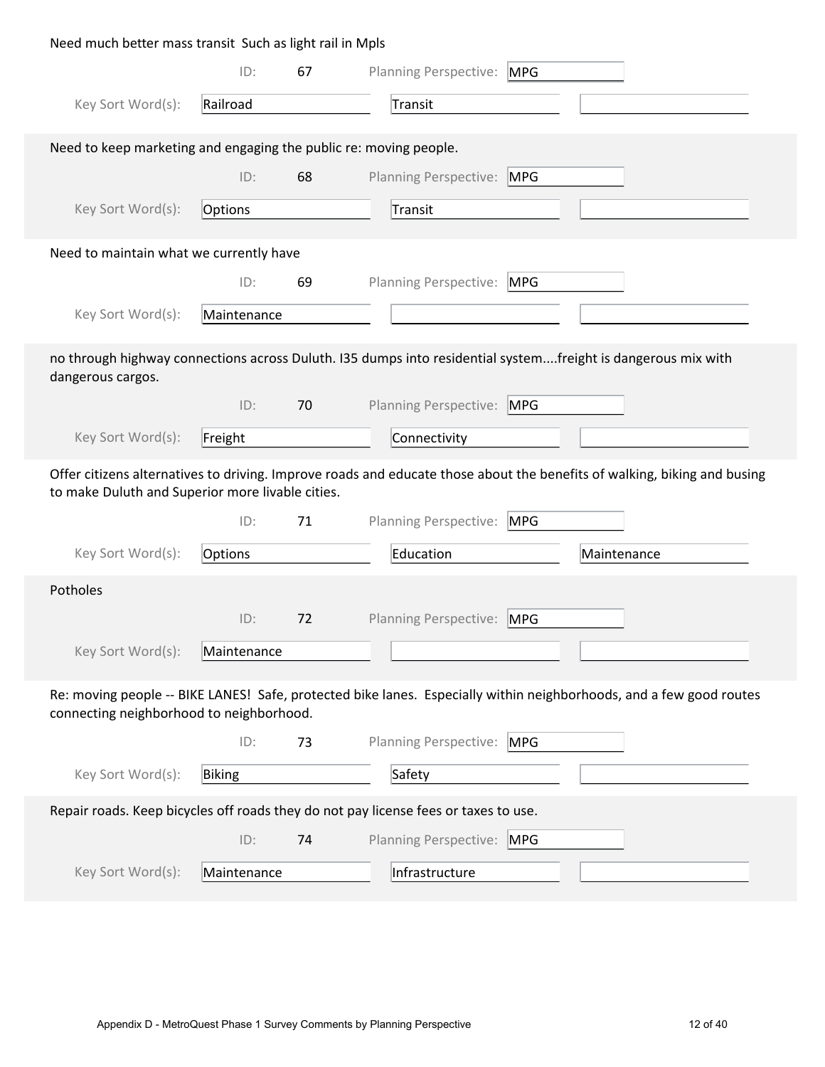Need much better mass transit  Such as light rail in Mpls

ID: 67 Planning Perspective: MPG

Key Sort Word(s): Railroad | Transit

---

Need to keep marketing and engaging the public re: moving people.

ID: 68 Planning Perspective: MPG

Key Sort Word(s): Options | Transit

---

Need to maintain what we currently have

ID: 69 Planning Perspective: MPG

Key Sort Word(s): Maintenance

---

no through highway connections across Duluth. I35 dumps into residential system....freight is dangerous mix with dangerous cargos.

ID: 70 Planning Perspective: MPG

Key Sort Word(s): Freight | Connectivity

---

Offer citizens alternatives to driving. Improve roads and educate those about the benefits of walking, biking and busing to make Duluth and Superior more livable cities.

ID: 71 Planning Perspective: MPG

Key Sort Word(s): Options | Education | Maintenance

---

Potholes

ID: 72 Planning Perspective: MPG

Key Sort Word(s): Maintenance

---

Re: moving people -- BIKE LANES!  Safe, protected bike lanes.  Especially within neighborhoods, and a few good routes connecting neighborhood to neighborhood.

ID: 73 Planning Perspective: MPG

Key Sort Word(s): Biking | Safety

---

Repair roads. Keep bicycles off roads they do not pay license fees or taxes to use.

ID: 74 Planning Perspective: MPG

Key Sort Word(s): Maintenance | Infrastructure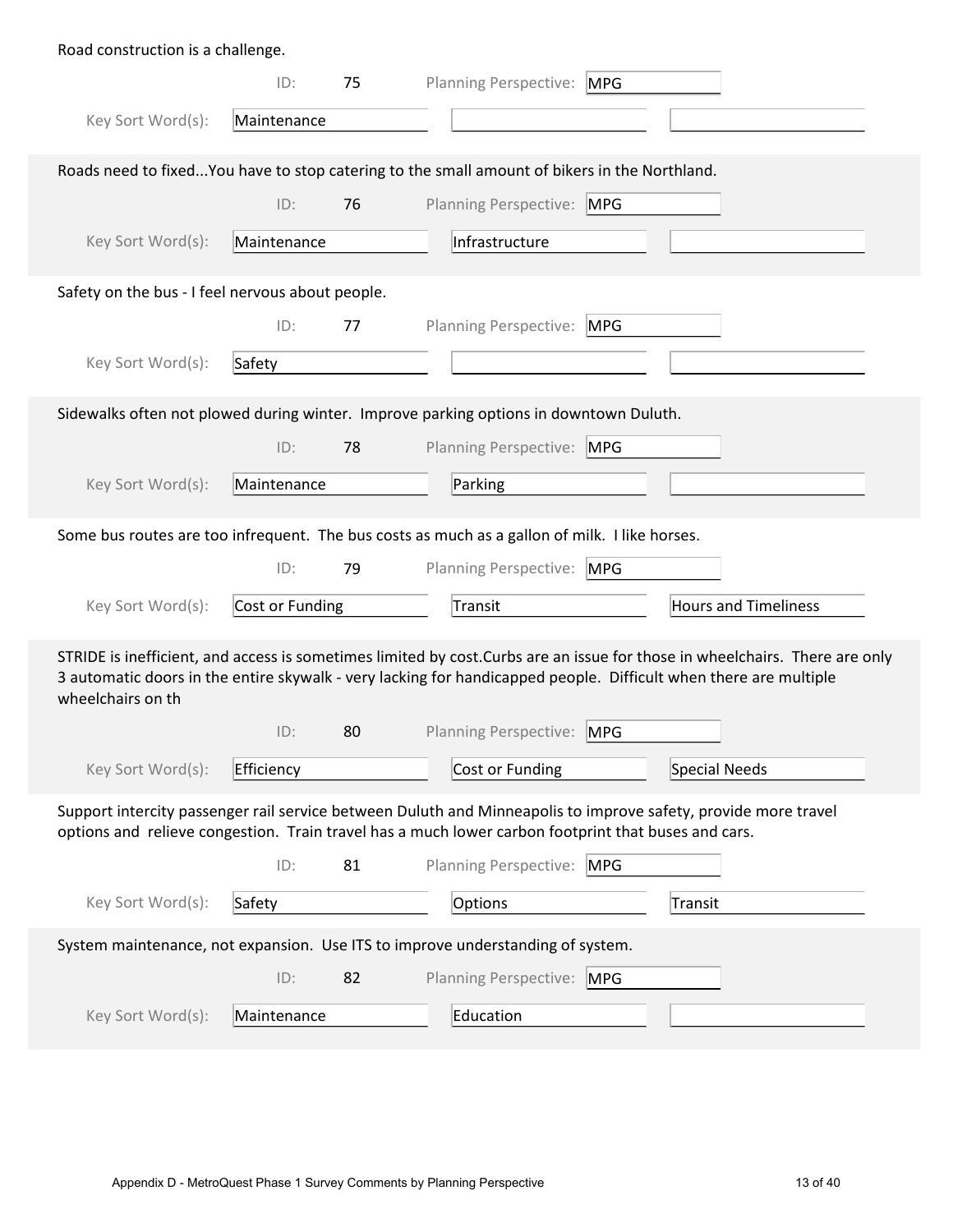Road construction is a challenge.

ID: 75 Planning Perspective: MPG

Key Sort Word(s): Maintenance

---

Roads need to fixed...You have to stop catering to the small amount of bikers in the Northland.

ID: 76 Planning Perspective: MPG

Key Sort Word(s): Maintenance | Infrastructure

---

Safety on the bus - I feel nervous about people.

ID: 77 Planning Perspective: MPG

Key Sort Word(s): Safety

---

Sidewalks often not plowed during winter. Improve parking options in downtown Duluth.

ID: 78 Planning Perspective: MPG

Key Sort Word(s): Maintenance | Parking

---

Some bus routes are too infrequent. The bus costs as much as a gallon of milk. I like horses.

ID: 79 Planning Perspective: MPG

Key Sort Word(s): Cost or Funding | Transit | Hours and Timeliness

---

STRIDE is inefficient, and access is sometimes limited by cost.Curbs are an issue for those in wheelchairs. There are only 3 automatic doors in the entire skywalk - very lacking for handicapped people. Difficult when there are multiple wheelchairs on th

ID: 80 Planning Perspective: MPG

Key Sort Word(s): Efficiency | Cost or Funding | Special Needs

---

Support intercity passenger rail service between Duluth and Minneapolis to improve safety, provide more travel options and relieve congestion. Train travel has a much lower carbon footprint that buses and cars.

ID: 81 Planning Perspective: MPG

Key Sort Word(s): Safety | Options | Transit

---

System maintenance, not expansion. Use ITS to improve understanding of system.

ID: 82 Planning Perspective: MPG

Key Sort Word(s): Maintenance | Education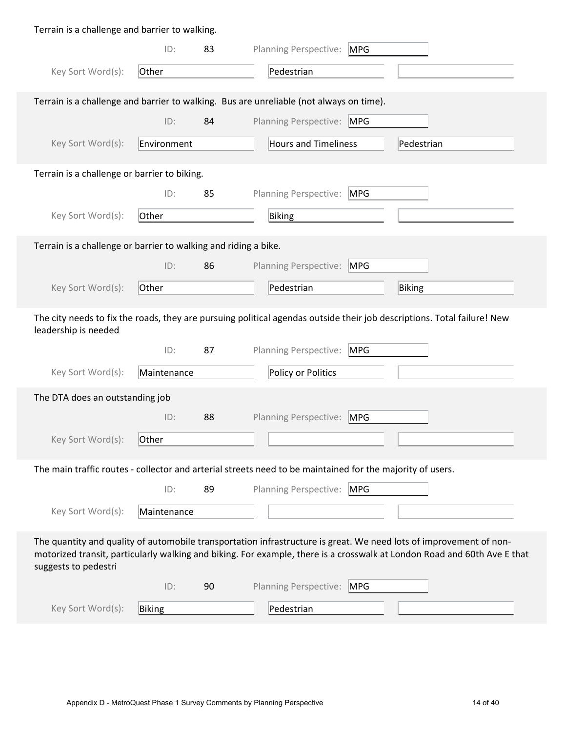Terrain is a challenge and barrier to walking.

ID: 83 Planning Perspective: MPG

Key Sort Word(s): Other | Pedestrian

---

Terrain is a challenge and barrier to walking. Bus are unreliable (not always on time).

ID: 84 Planning Perspective: MPG

Key Sort Word(s): Environment | Hours and Timeliness | Pedestrian

---

Terrain is a challenge or barrier to biking.

ID: 85 Planning Perspective: MPG

Key Sort Word(s): Other | Biking

---

Terrain is a challenge or barrier to walking and riding a bike.

ID: 86 Planning Perspective: MPG

Key Sort Word(s): Other | Pedestrian | Biking

---

The city needs to fix the roads, they are pursuing political agendas outside their job descriptions. Total failure! New leadership is needed

ID: 87 Planning Perspective: MPG

Key Sort Word(s): Maintenance | Policy or Politics

---

The DTA does an outstanding job

ID: 88 Planning Perspective: MPG

Key Sort Word(s): Other

---

The main traffic routes - collector and arterial streets need to be maintained for the majority of users.

ID: 89 Planning Perspective: MPG

Key Sort Word(s): Maintenance

---

The quantity and quality of automobile transportation infrastructure is great. We need lots of improvement of non-motorized transit, particularly walking and biking. For example, there is a crosswalk at London Road and 60th Ave E that suggests to pedestri

ID: 90 Planning Perspective: MPG

Key Sort Word(s): Biking | Pedestrian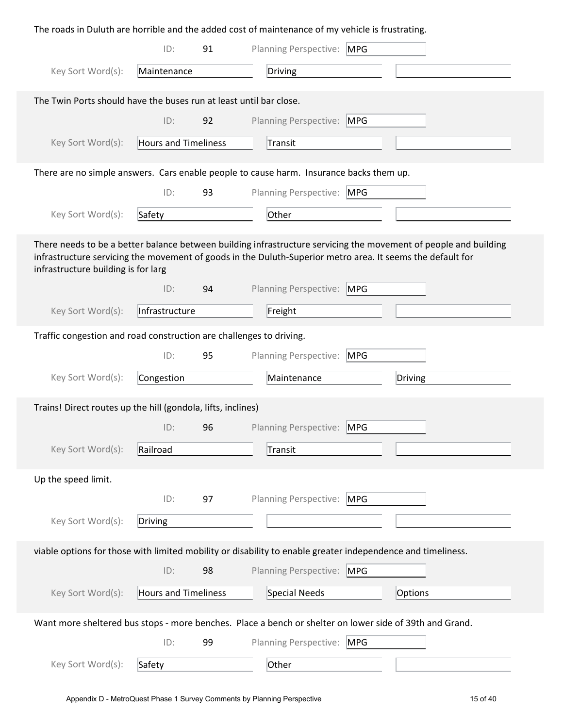The roads in Duluth are horrible and the added cost of maintenance of my vehicle is frustrating.

ID: 91 Planning Perspective: MPG

Key Sort Word(s): Maintenance | Driving

The Twin Ports should have the buses run at least until bar close.

ID: 92 Planning Perspective: MPG

Key Sort Word(s): Hours and Timeliness | Transit

There are no simple answers. Cars enable people to cause harm. Insurance backs them up.

ID: 93 Planning Perspective: MPG

Key Sort Word(s): Safety | Other

There needs to be a better balance between building infrastructure servicing the movement of people and building infrastructure servicing the movement of goods in the Duluth-Superior metro area. It seems the default for infrastructure building is for larg

ID: 94 Planning Perspective: MPG

Key Sort Word(s): Infrastructure | Freight

Traffic congestion and road construction are challenges to driving.

ID: 95 Planning Perspective: MPG

Key Sort Word(s): Congestion | Maintenance | Driving

Trains! Direct routes up the hill (gondola, lifts, inclines)

ID: 96 Planning Perspective: MPG

Key Sort Word(s): Railroad | Transit

Up the speed limit.

ID: 97 Planning Perspective: MPG

Key Sort Word(s): Driving

viable options for those with limited mobility or disability to enable greater independence and timeliness.

ID: 98 Planning Perspective: MPG

Key Sort Word(s): Hours and Timeliness | Special Needs | Options

Want more sheltered bus stops - more benches. Place a bench or shelter on lower side of 39th and Grand.

ID: 99 Planning Perspective: MPG

Key Sort Word(s): Safety | Other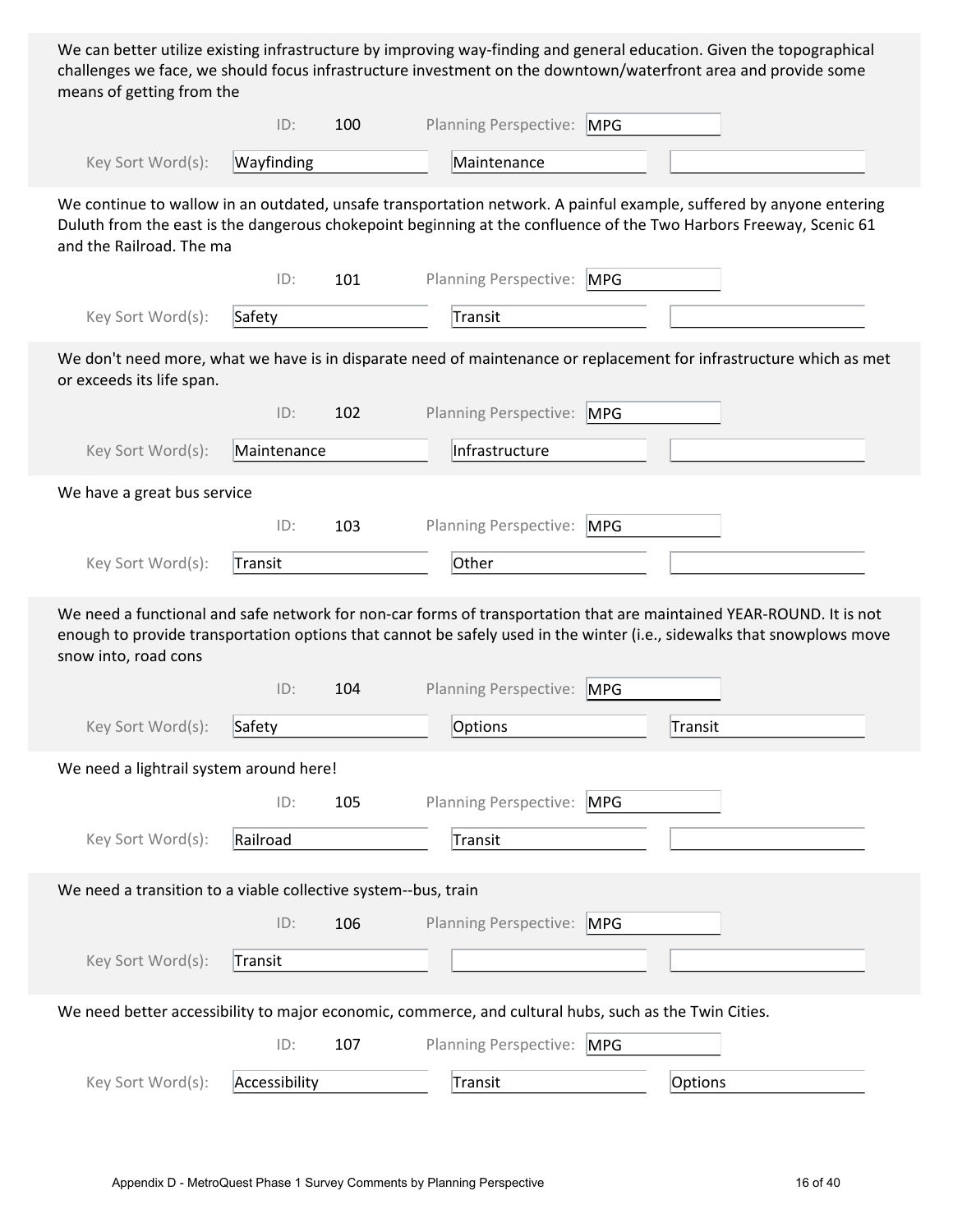We can better utilize existing infrastructure by improving way-finding and general education. Given the topographical challenges we face, we should focus infrastructure investment on the downtown/waterfront area and provide some means of getting from the

ID: 100 Planning Perspective: MPG

Key Sort Word(s): Wayfinding | Maintenance

We continue to wallow in an outdated, unsafe transportation network. A painful example, suffered by anyone entering Duluth from the east is the dangerous chokepoint beginning at the confluence of the Two Harbors Freeway, Scenic 61 and the Railroad. The ma

ID: 101 Planning Perspective: MPG

Key Sort Word(s): Safety | Transit

We don't need more, what we have is in disparate need of maintenance or replacement for infrastructure which as met or exceeds its life span.

ID: 102 Planning Perspective: MPG

Key Sort Word(s): Maintenance | Infrastructure

We have a great bus service

ID: 103 Planning Perspective: MPG

Key Sort Word(s): Transit | Other

We need a functional and safe network for non-car forms of transportation that are maintained YEAR-ROUND. It is not enough to provide transportation options that cannot be safely used in the winter (i.e., sidewalks that snowplows move snow into, road cons

ID: 104 Planning Perspective: MPG

Key Sort Word(s): Safety | Options | Transit

We need a lightrail system around here!

ID: 105 Planning Perspective: MPG

Key Sort Word(s): Railroad | Transit

We need a transition to a viable collective system--bus, train

ID: 106 Planning Perspective: MPG

Key Sort Word(s): Transit

We need better accessibility to major economic, commerce, and cultural hubs, such as the Twin Cities.

ID: 107 Planning Perspective: MPG

Key Sort Word(s): Accessibility | Transit | Options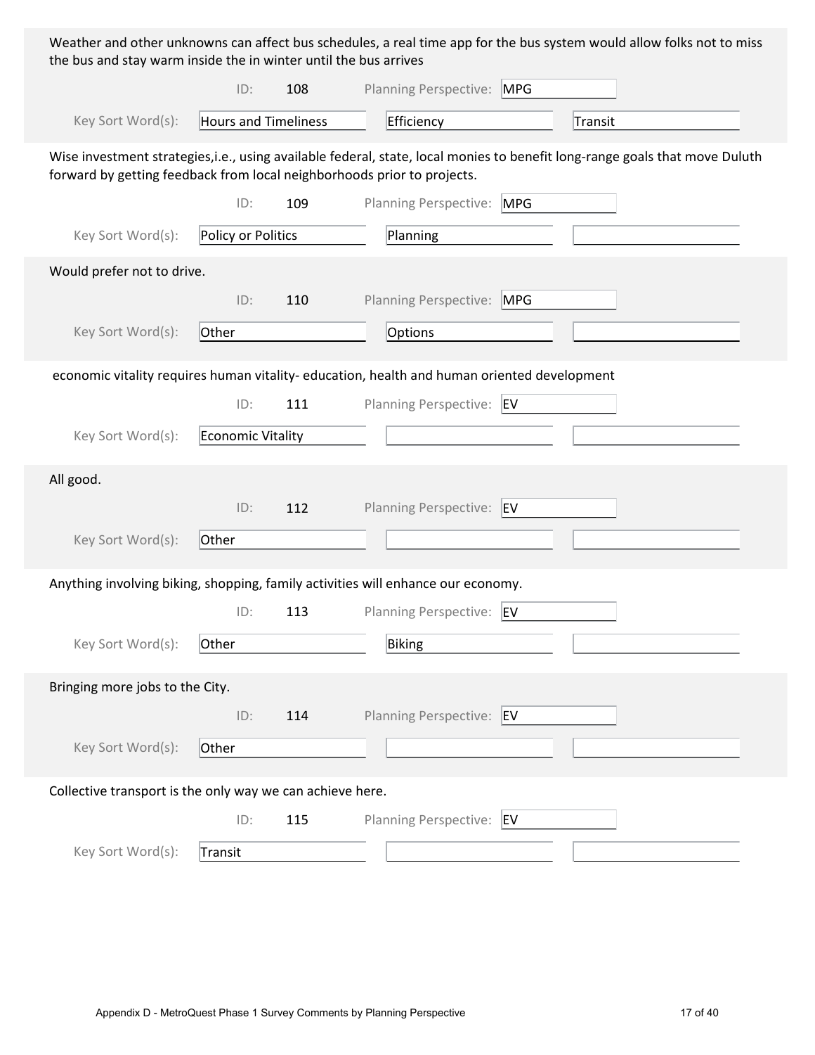Weather and other unknowns can affect bus schedules, a real time app for the bus system would allow folks not to miss the bus and stay warm inside the in winter until the bus arrives

ID: 108 Planning Perspective: MPG

Key Sort Word(s): Hours and Timeliness | Efficiency | Transit

Wise investment strategies,i.e., using available federal, state, local monies to benefit long-range goals that move Duluth forward by getting feedback from local neighborhoods prior to projects.

ID: 109 Planning Perspective: MPG

Key Sort Word(s): Policy or Politics | Planning

Would prefer not to drive.

ID: 110 Planning Perspective: MPG

Key Sort Word(s): Other | Options

economic vitality requires human vitality- education, health and human oriented development

ID: 111 Planning Perspective: EV

Key Sort Word(s): Economic Vitality

All good.

ID: 112 Planning Perspective: EV

Key Sort Word(s): Other

Anything involving biking, shopping, family activities will enhance our economy.

ID: 113 Planning Perspective: EV

Key Sort Word(s): Other | Biking

Bringing more jobs to the City.

ID: 114 Planning Perspective: EV

Key Sort Word(s): Other

Collective transport is the only way we can achieve here.

ID: 115 Planning Perspective: EV

Key Sort Word(s): Transit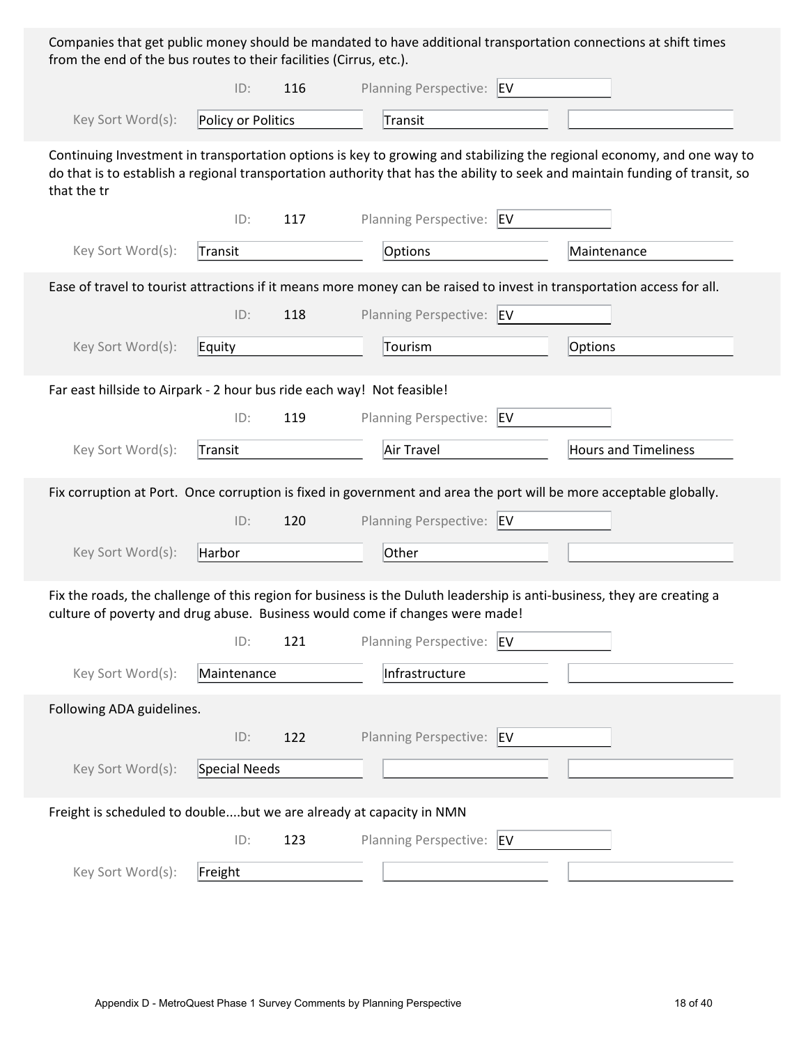Companies that get public money should be mandated to have additional transportation connections at shift times from the end of the bus routes to their facilities (Cirrus, etc.).

ID: 116 Planning Perspective: EV

Key Sort Word(s): Policy or Politics | Transit

---

Continuing Investment in transportation options is key to growing and stabilizing the regional economy, and one way to do that is to establish a regional transportation authority that has the ability to seek and maintain funding of transit, so that the tr

ID: 117 Planning Perspective: EV

Key Sort Word(s): Transit | Options | Maintenance

---

Ease of travel to tourist attractions if it means more money can be raised to invest in transportation access for all.

ID: 118 Planning Perspective: EV

Key Sort Word(s): Equity | Tourism | Options

---

Far east hillside to Airpark - 2 hour bus ride each way! Not feasible!

ID: 119 Planning Perspective: EV

Key Sort Word(s): Transit | Air Travel | Hours and Timeliness

---

Fix corruption at Port. Once corruption is fixed in government and area the port will be more acceptable globally.

ID: 120 Planning Perspective: EV

Key Sort Word(s): Harbor | Other

---

Fix the roads, the challenge of this region for business is the Duluth leadership is anti-business, they are creating a culture of poverty and drug abuse. Business would come if changes were made!

ID: 121 Planning Perspective: EV

Key Sort Word(s): Maintenance | Infrastructure

---

Following ADA guidelines.

ID: 122 Planning Perspective: EV

Key Sort Word(s): Special Needs

---

Freight is scheduled to double....but we are already at capacity in NMN

ID: 123 Planning Perspective: EV

Key Sort Word(s): Freight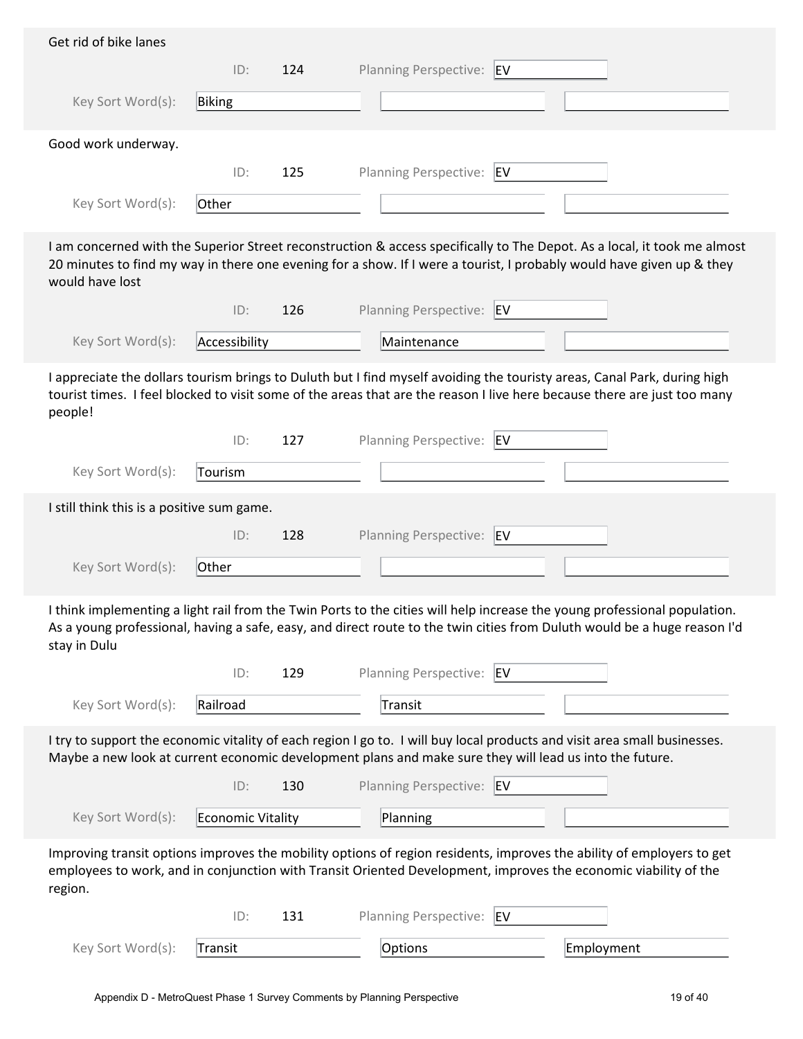Get rid of bike lanes

ID: 124 Planning Perspective: EV

Key Sort Word(s): Biking

---

Good work underway.

ID: 125 Planning Perspective: EV

Key Sort Word(s): Other

---

I am concerned with the Superior Street reconstruction & access specifically to The Depot. As a local, it took me almost 20 minutes to find my way in there one evening for a show. If I were a tourist, I probably would have given up & they would have lost

ID: 126 Planning Perspective: EV

Key Sort Word(s): Accessibility | Maintenance

---

I appreciate the dollars tourism brings to Duluth but I find myself avoiding the touristy areas, Canal Park, during high tourist times. I feel blocked to visit some of the areas that are the reason I live here because there are just too many people!

ID: 127 Planning Perspective: EV

Key Sort Word(s): Tourism

---

I still think this is a positive sum game.

ID: 128 Planning Perspective: EV

Key Sort Word(s): Other

---

I think implementing a light rail from the Twin Ports to the cities will help increase the young professional population. As a young professional, having a safe, easy, and direct route to the twin cities from Duluth would be a huge reason I'd stay in Dulu

ID: 129 Planning Perspective: EV

Key Sort Word(s): Railroad | Transit

---

I try to support the economic vitality of each region I go to. I will buy local products and visit area small businesses. Maybe a new look at current economic development plans and make sure they will lead us into the future.

ID: 130 Planning Perspective: EV

Key Sort Word(s): Economic Vitality | Planning

---

Improving transit options improves the mobility options of region residents, improves the ability of employers to get employees to work, and in conjunction with Transit Oriented Development, improves the economic viability of the region.

ID: 131 Planning Perspective: EV

Key Sort Word(s): Transit | Options | Employment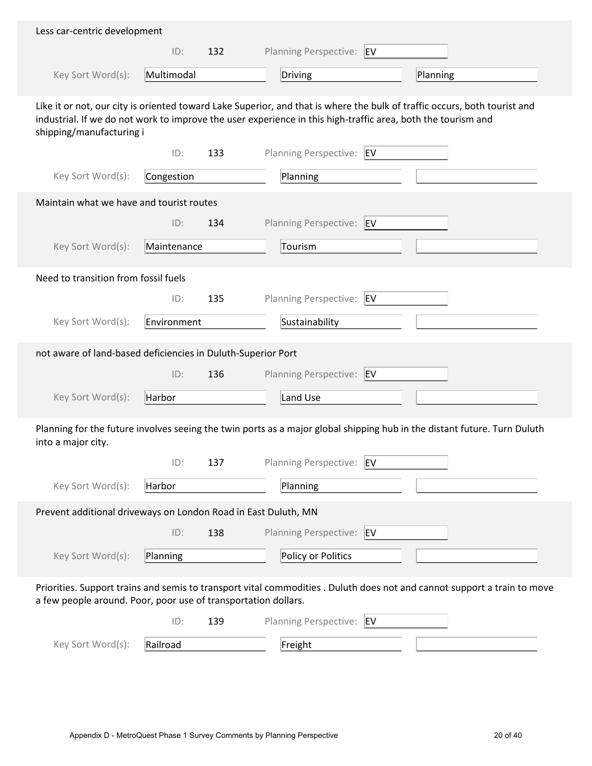Less car-centric development

ID: 132 Planning Perspective: EV

Key Sort Word(s): Multimodal | Driving | Planning

Like it or not, our city is oriented toward Lake Superior, and that is where the bulk of traffic occurs, both tourist and industrial. If we do not work to improve the user experience in this high-traffic area, both the tourism and shipping/manufacturing i

ID: 133 Planning Perspective: EV

Key Sort Word(s): Congestion | Planning

Maintain what we have and tourist routes

ID: 134 Planning Perspective: EV

Key Sort Word(s): Maintenance | Tourism

Need to transition from fossil fuels

ID: 135 Planning Perspective: EV

Key Sort Word(s): Environment | Sustainability

not aware of land-based deficiencies in Duluth-Superior Port

ID: 136 Planning Perspective: EV

Key Sort Word(s): Harbor | Land Use

Planning for the future involves seeing the twin ports as a major global shipping hub in the distant future. Turn Duluth into a major city.

ID: 137 Planning Perspective: EV

Key Sort Word(s): Harbor | Planning

Prevent additional driveways on London Road in East Duluth, MN

ID: 138 Planning Perspective: EV

Key Sort Word(s): Planning | Policy or Politics

Priorities. Support trains and semis to transport vital commodities . Duluth does not and cannot support a train to move a few people around. Poor, poor use of transportation dollars.

ID: 139 Planning Perspective: EV

Key Sort Word(s): Railroad | Freight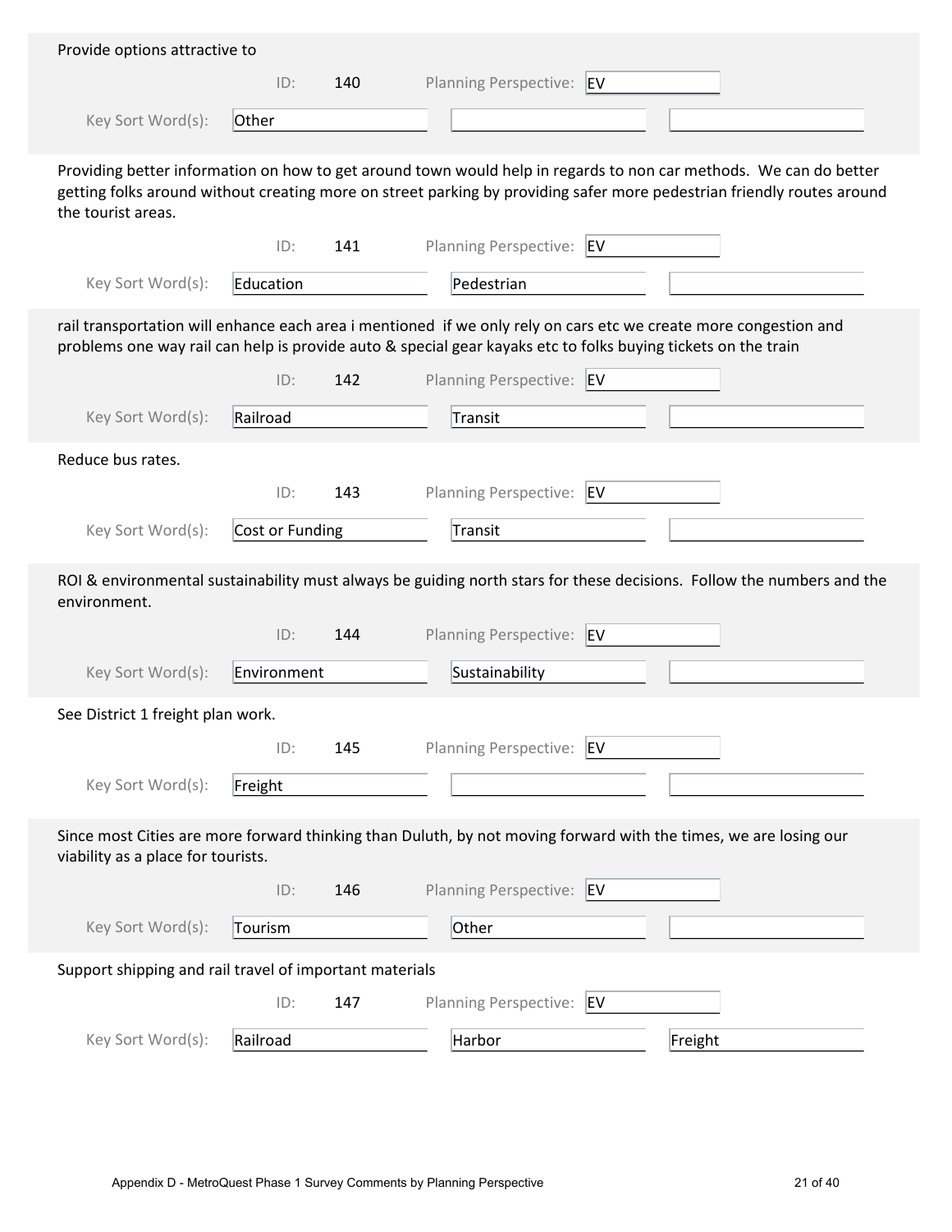Provide options attractive to

ID: 140 Planning Perspective: EV

Key Sort Word(s): Other

Providing better information on how to get around town would help in regards to non car methods. We can do better getting folks around without creating more on street parking by providing safer more pedestrian friendly routes around the tourist areas.

ID: 141 Planning Perspective: EV

Key Sort Word(s): Education | Pedestrian

rail transportation will enhance each area i mentioned if we only rely on cars etc we create more congestion and problems one way rail can help is provide auto & special gear kayaks etc to folks buying tickets on the train

ID: 142 Planning Perspective: EV

Key Sort Word(s): Railroad | Transit

Reduce bus rates.

ID: 143 Planning Perspective: EV

Key Sort Word(s): Cost or Funding | Transit

ROI & environmental sustainability must always be guiding north stars for these decisions. Follow the numbers and the environment.

ID: 144 Planning Perspective: EV

Key Sort Word(s): Environment | Sustainability

See District 1 freight plan work.

ID: 145 Planning Perspective: EV

Key Sort Word(s): Freight

Since most Cities are more forward thinking than Duluth, by not moving forward with the times, we are losing our viability as a place for tourists.

ID: 146 Planning Perspective: EV

Key Sort Word(s): Tourism | Other

Support shipping and rail travel of important materials

ID: 147 Planning Perspective: EV

Key Sort Word(s): Railroad | Harbor | Freight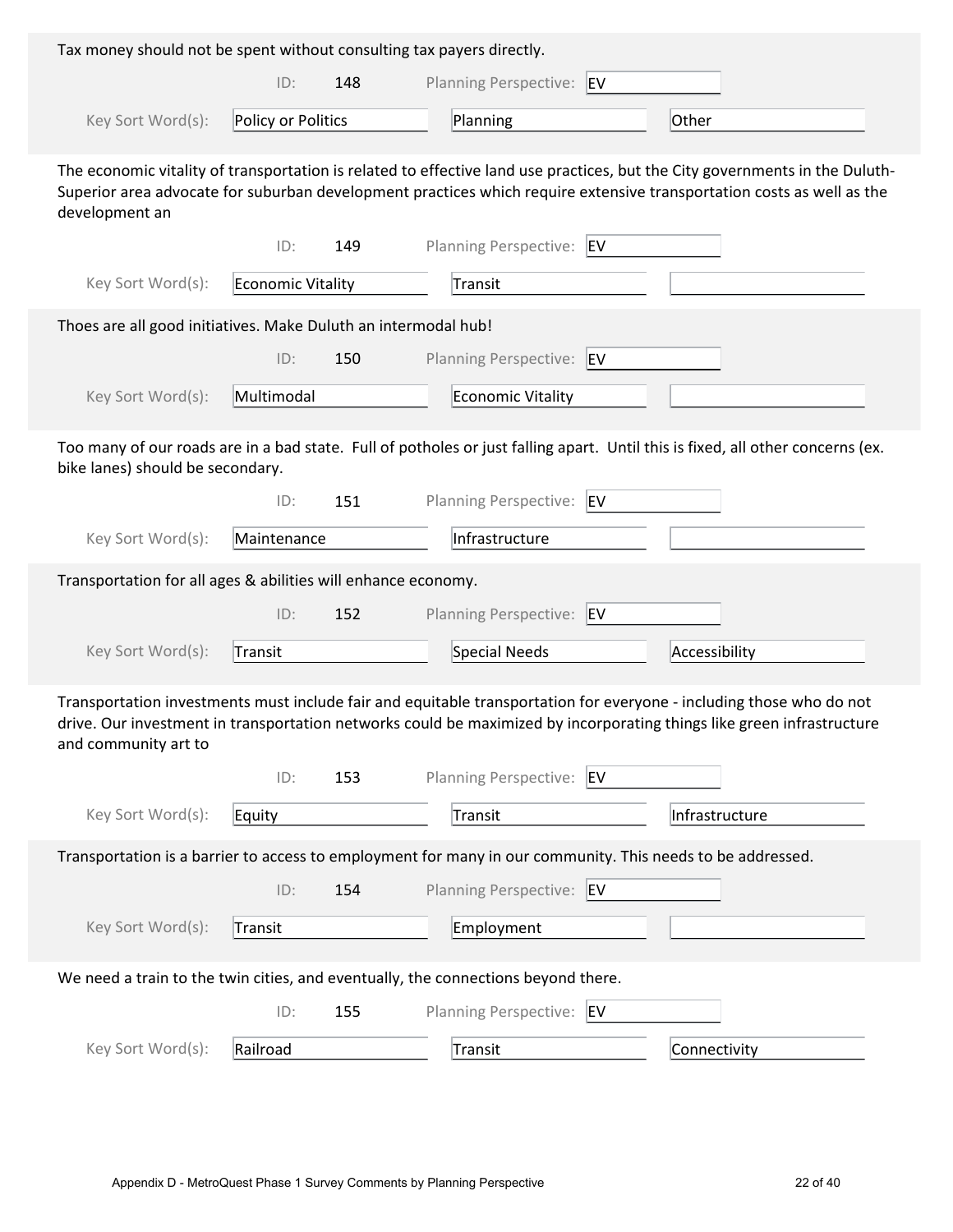Tax money should not be spent without consulting tax payers directly.

ID: 148 Planning Perspective: EV

Key Sort Word(s): Policy or Politics | Planning | Other

---

The economic vitality of transportation is related to effective land use practices, but the City governments in the Duluth-Superior area advocate for suburban development practices which require extensive transportation costs as well as the development an

ID: 149 Planning Perspective: EV

Key Sort Word(s): Economic Vitality | Transit |

---

Thoes are all good initiatives. Make Duluth an intermodal hub!

ID: 150 Planning Perspective: EV

Key Sort Word(s): Multimodal | Economic Vitality |

---

Too many of our roads are in a bad state. Full of potholes or just falling apart. Until this is fixed, all other concerns (ex. bike lanes) should be secondary.

ID: 151 Planning Perspective: EV

Key Sort Word(s): Maintenance | Infrastructure |

---

Transportation for all ages & abilities will enhance economy.

ID: 152 Planning Perspective: EV

Key Sort Word(s): Transit | Special Needs | Accessibility

---

Transportation investments must include fair and equitable transportation for everyone - including those who do not drive. Our investment in transportation networks could be maximized by incorporating things like green infrastructure and community art to

ID: 153 Planning Perspective: EV

Key Sort Word(s): Equity | Transit | Infrastructure

---

Transportation is a barrier to access to employment for many in our community. This needs to be addressed.

ID: 154 Planning Perspective: EV

Key Sort Word(s): Transit | Employment |

---

We need a train to the twin cities, and eventually, the connections beyond there.

ID: 155 Planning Perspective: EV

Key Sort Word(s): Railroad | Transit | Connectivity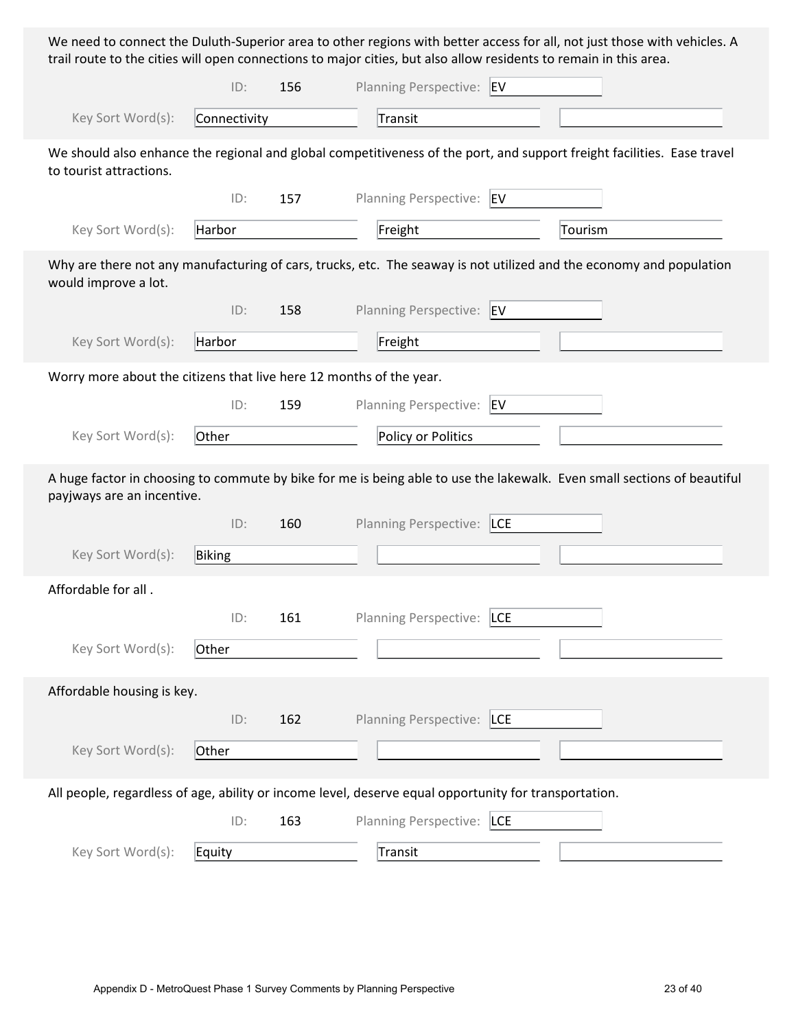We need to connect the Duluth-Superior area to other regions with better access for all, not just those with vehicles. A trail route to the cities will open connections to major cities, but also allow residents to remain in this area.

ID: 156 | Planning Perspective: EV

Key Sort Word(s): Connectivity | Transit

---

We should also enhance the regional and global competitiveness of the port, and support freight facilities. Ease travel to tourist attractions.

ID: 157 | Planning Perspective: EV

Key Sort Word(s): Harbor | Freight | Tourism

---

Why are there not any manufacturing of cars, trucks, etc. The seaway is not utilized and the economy and population would improve a lot.

ID: 158 | Planning Perspective: EV

Key Sort Word(s): Harbor | Freight

---

Worry more about the citizens that live here 12 months of the year.

ID: 159 | Planning Perspective: EV

Key Sort Word(s): Other | Policy or Politics

---

A huge factor in choosing to commute by bike for me is being able to use the lakewalk. Even small sections of beautiful payjways are an incentive.

ID: 160 | Planning Perspective: LCE

Key Sort Word(s): Biking

---

Affordable for all .

ID: 161 | Planning Perspective: LCE

Key Sort Word(s): Other

---

Affordable housing is key.

ID: 162 | Planning Perspective: LCE

Key Sort Word(s): Other

---

All people, regardless of age, ability or income level, deserve equal opportunity for transportation.

ID: 163 | Planning Perspective: LCE

Key Sort Word(s): Equity | Transit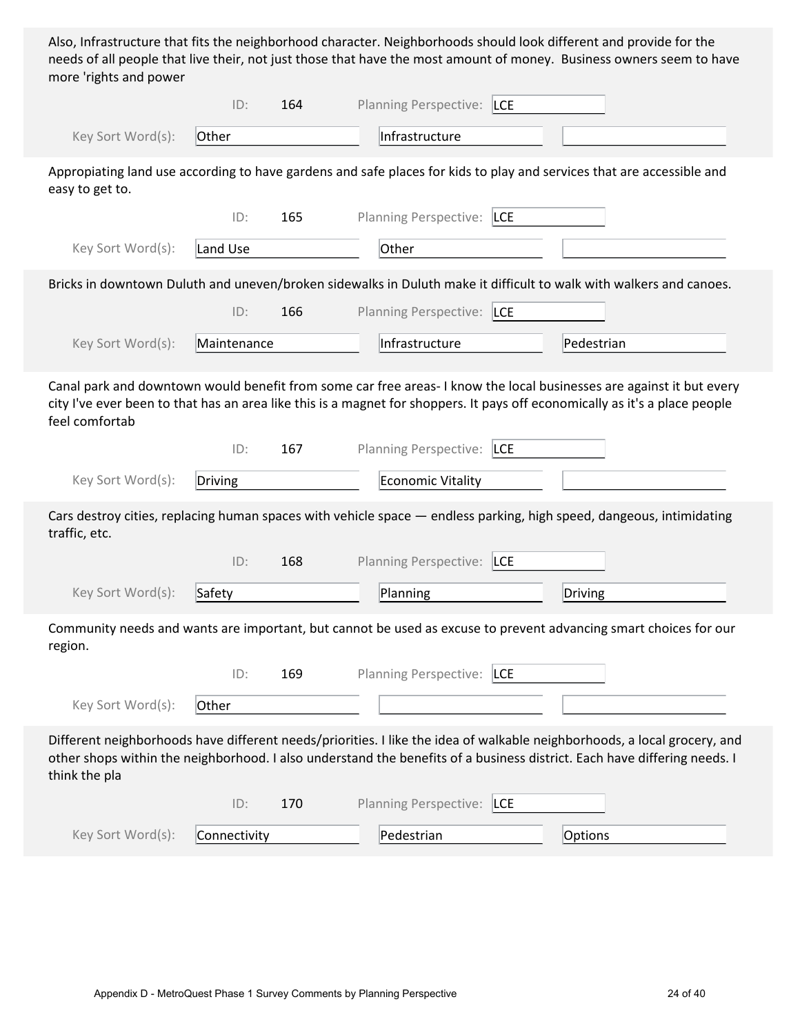Also, Infrastructure that fits the neighborhood character. Neighborhoods should look different and provide for the needs of all people that live their, not just those that have the most amount of money.  Business owners seem to have more 'rights and power

ID: 164 Planning Perspective: LCE

Key Sort Word(s): Other | Infrastructure |

Appropiating land use according to have gardens and safe places for kids to play and services that are accessible and easy to get to.

ID: 165 Planning Perspective: LCE

Key Sort Word(s): Land Use | Other |

Bricks in downtown Duluth and uneven/broken sidewalks in Duluth make it difficult to walk with walkers and canoes.

ID: 166 Planning Perspective: LCE

Key Sort Word(s): Maintenance | Infrastructure | Pedestrian

Canal park and downtown would benefit from some car free areas- I know the local businesses are against it but every city I've ever been to that has an area like this is a magnet for shoppers. It pays off economically as it's a place people feel comfortab

ID: 167 Planning Perspective: LCE

Key Sort Word(s): Driving | Economic Vitality |

Cars destroy cities, replacing human spaces with vehicle space — endless parking, high speed, dangeous, intimidating traffic, etc.

ID: 168 Planning Perspective: LCE

Key Sort Word(s): Safety | Planning | Driving

Community needs and wants are important, but cannot be used as excuse to prevent advancing smart choices for our region.

ID: 169 Planning Perspective: LCE

Key Sort Word(s): Other | |

Different neighborhoods have different needs/priorities. I like the idea of walkable neighborhoods, a local grocery, and other shops within the neighborhood. I also understand the benefits of a business district. Each have differing needs. I think the pla

ID: 170 Planning Perspective: LCE

Key Sort Word(s): Connectivity | Pedestrian | Options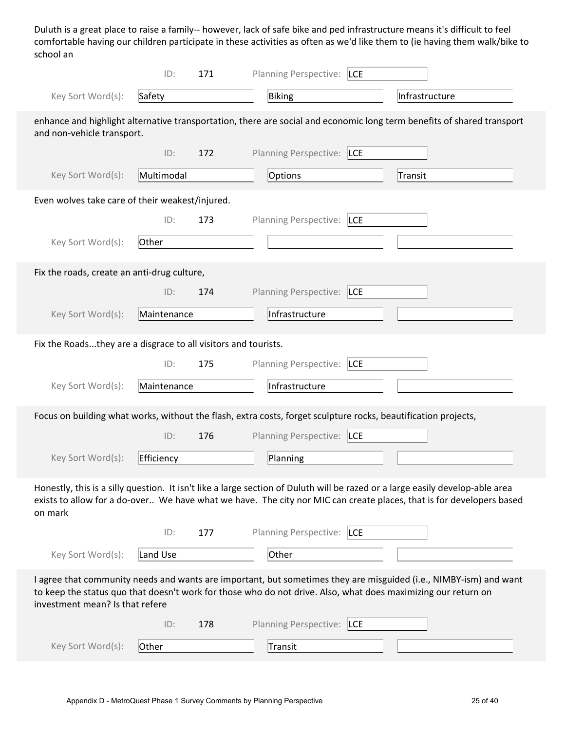Duluth is a great place to raise a family-- however, lack of safe bike and ped infrastructure means it's difficult to feel comfortable having our children participate in these activities as often as we'd like them to (ie having them walk/bike to school an

ID: 171 Planning Perspective: LCE

Key Sort Word(s): Safety | Biking | Infrastructure

enhance and highlight alternative transportation, there are social and economic long term benefits of shared transport and non-vehicle transport.

ID: 172 Planning Perspective: LCE

Key Sort Word(s): Multimodal | Options | Transit

Even wolves take care of their weakest/injured.

ID: 173 Planning Perspective: LCE

Key Sort Word(s): Other

Fix the roads, create an anti-drug culture,

ID: 174 Planning Perspective: LCE

Key Sort Word(s): Maintenance | Infrastructure

Fix the Roads...they are a disgrace to all visitors and tourists.

ID: 175 Planning Perspective: LCE

Key Sort Word(s): Maintenance | Infrastructure

Focus on building what works, without the flash, extra costs, forget sculpture rocks, beautification projects,

ID: 176 Planning Perspective: LCE

Key Sort Word(s): Efficiency | Planning

Honestly, this is a silly question. It isn't like a large section of Duluth will be razed or a large easily develop-able area exists to allow for a do-over.. We have what we have. The city nor MIC can create places, that is for developers based on mark

ID: 177 Planning Perspective: LCE

Key Sort Word(s): Land Use | Other

I agree that community needs and wants are important, but sometimes they are misguided (i.e., NIMBY-ism) and want to keep the status quo that doesn't work for those who do not drive. Also, what does maximizing our return on investment mean? Is that refere

ID: 178 Planning Perspective: LCE

Key Sort Word(s): Other | Transit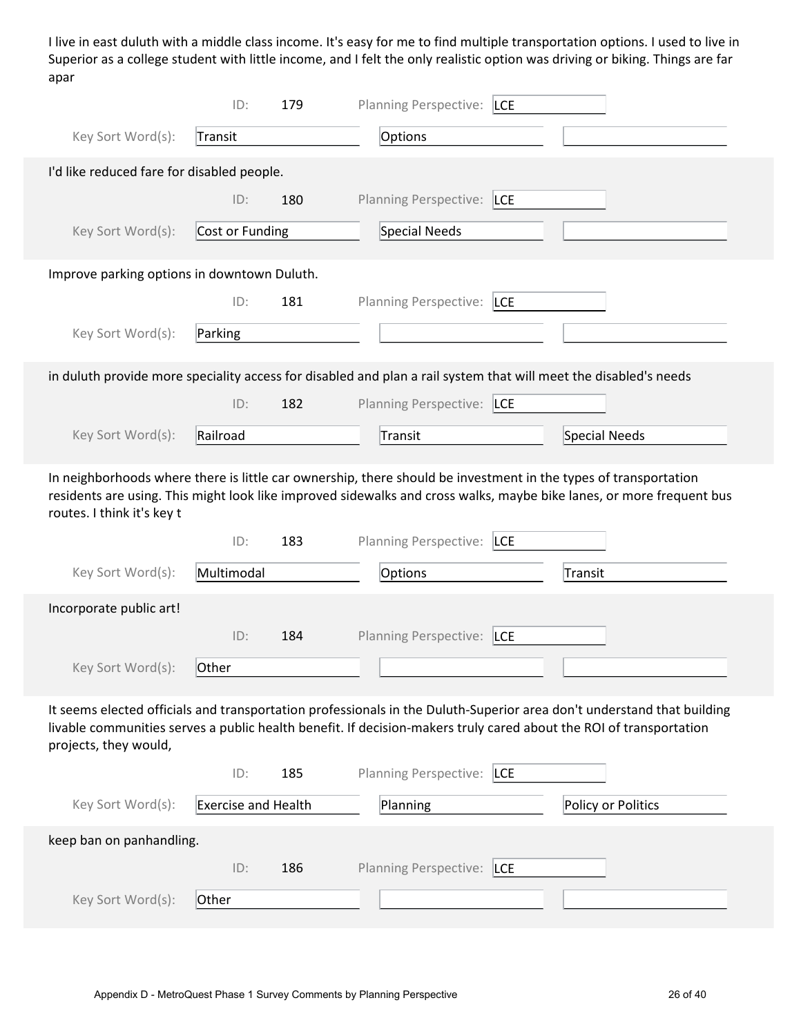I live in east duluth with a middle class income. It's easy for me to find multiple transportation options. I used to live in Superior as a college student with little income, and I felt the only realistic option was driving or biking. Things are far apar

ID: 179 Planning Perspective: LCE

Key Sort Word(s): Transit | Options

---

I'd like reduced fare for disabled people.

ID: 180 Planning Perspective: LCE

Key Sort Word(s): Cost or Funding | Special Needs

---

Improve parking options in downtown Duluth.

ID: 181 Planning Perspective: LCE

Key Sort Word(s): Parking

---

in duluth provide more speciality access for disabled and plan a rail system that will meet the disabled's needs

ID: 182 Planning Perspective: LCE

Key Sort Word(s): Railroad | Transit | Special Needs

---

In neighborhoods where there is little car ownership, there should be investment in the types of transportation residents are using. This might look like improved sidewalks and cross walks, maybe bike lanes, or more frequent bus routes. I think it's key t

ID: 183 Planning Perspective: LCE

Key Sort Word(s): Multimodal | Options | Transit

---

Incorporate public art!

ID: 184 Planning Perspective: LCE

Key Sort Word(s): Other

---

It seems elected officials and transportation professionals in the Duluth-Superior area don't understand that building livable communities serves a public health benefit. If decision-makers truly cared about the ROI of transportation projects, they would,

ID: 185 Planning Perspective: LCE

Key Sort Word(s): Exercise and Health | Planning | Policy or Politics

---

keep ban on panhandling.

ID: 186 Planning Perspective: LCE

Key Sort Word(s): Other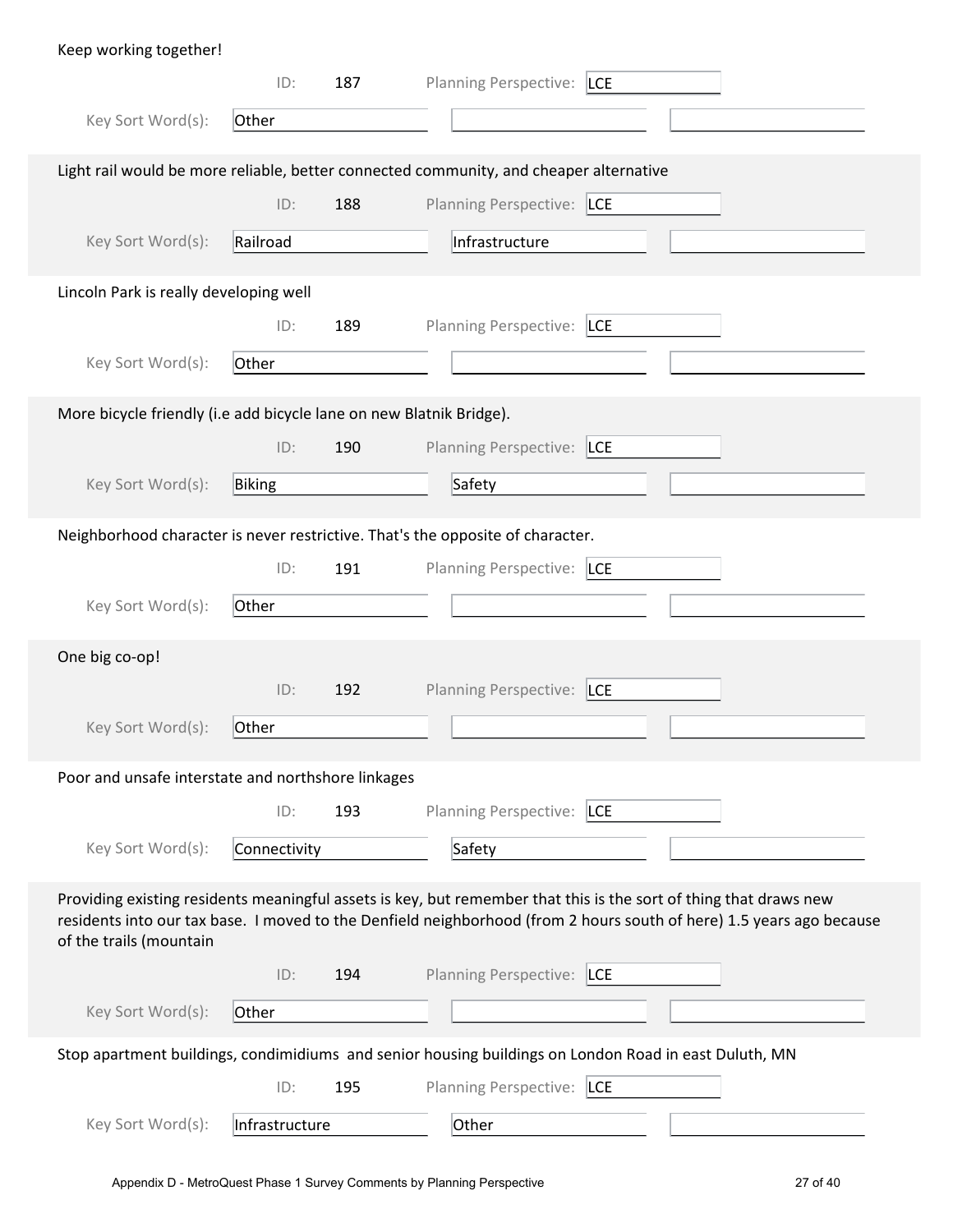Keep working together!

ID: 187 Planning Perspective: LCE

Key Sort Word(s): Other

---

Light rail would be more reliable, better connected community, and cheaper alternative

ID: 188 Planning Perspective: LCE

Key Sort Word(s): Railroad | Infrastructure

---

Lincoln Park is really developing well

ID: 189 Planning Perspective: LCE

Key Sort Word(s): Other

---

More bicycle friendly (i.e add bicycle lane on new Blatnik Bridge).

ID: 190 Planning Perspective: LCE

Key Sort Word(s): Biking | Safety

---

Neighborhood character is never restrictive. That's the opposite of character.

ID: 191 Planning Perspective: LCE

Key Sort Word(s): Other

---

One big co-op!

ID: 192 Planning Perspective: LCE

Key Sort Word(s): Other

---

Poor and unsafe interstate and northshore linkages

ID: 193 Planning Perspective: LCE

Key Sort Word(s): Connectivity | Safety

---

Providing existing residents meaningful assets is key, but remember that this is the sort of thing that draws new residents into our tax base. I moved to the Denfield neighborhood (from 2 hours south of here) 1.5 years ago because of the trails (mountain

ID: 194 Planning Perspective: LCE

Key Sort Word(s): Other

---

Stop apartment buildings, condimidiums and senior housing buildings on London Road in east Duluth, MN

ID: 195 Planning Perspective: LCE

Key Sort Word(s): Infrastructure | Other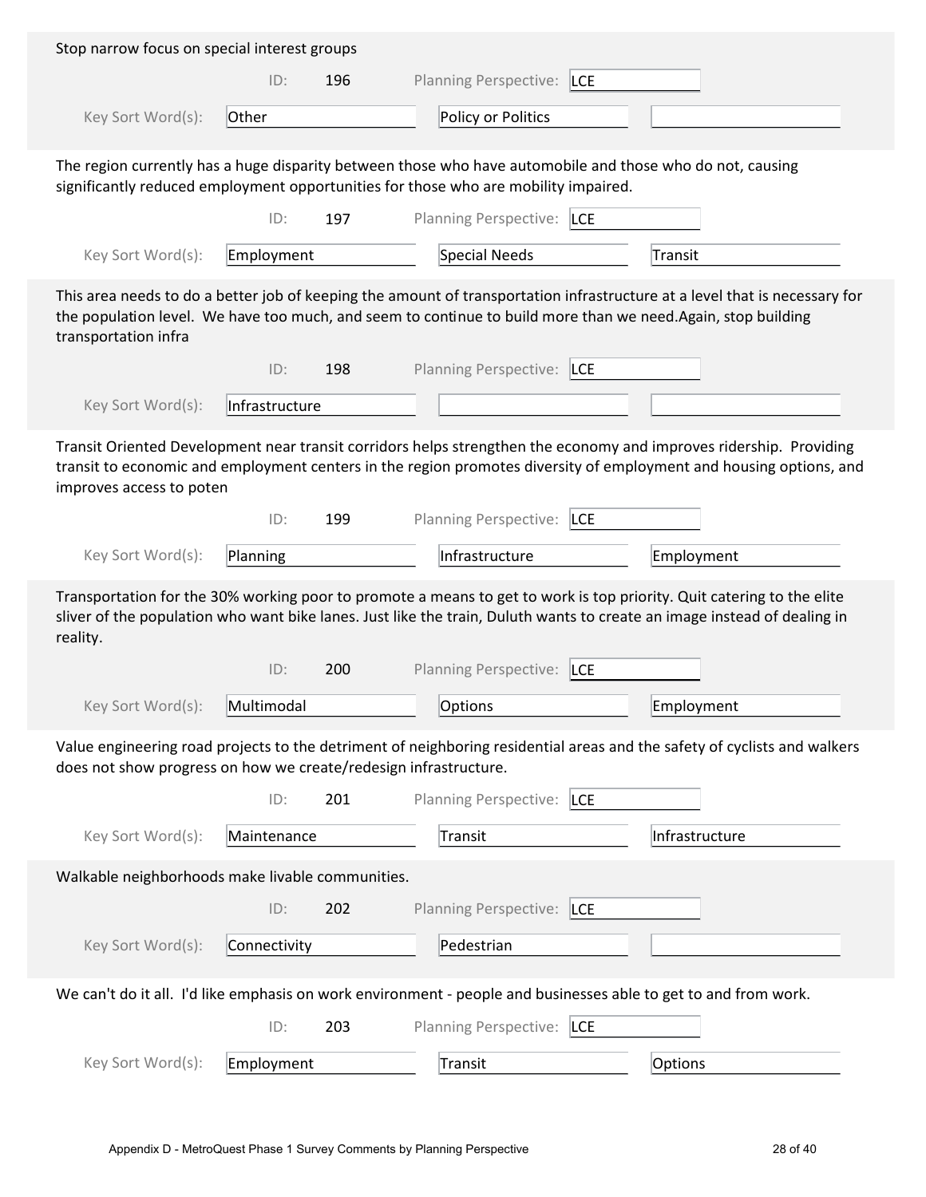Stop narrow focus on special interest groups

ID: 196 Planning Perspective: LCE

Key Sort Word(s): Other | Policy or Politics |

The region currently has a huge disparity between those who have automobile and those who do not, causing significantly reduced employment opportunities for those who are mobility impaired.

ID: 197 Planning Perspective: LCE

Key Sort Word(s): Employment | Special Needs | Transit

This area needs to do a better job of keeping the amount of transportation infrastructure at a level that is necessary for the population level. We have too much, and seem to continue to build more than we need.Again, stop building transportation infra

ID: 198 Planning Perspective: LCE

Key Sort Word(s): Infrastructure | |

Transit Oriented Development near transit corridors helps strengthen the economy and improves ridership. Providing transit to economic and employment centers in the region promotes diversity of employment and housing options, and improves access to poten

ID: 199 Planning Perspective: LCE

Key Sort Word(s): Planning | Infrastructure | Employment

Transportation for the 30% working poor to promote a means to get to work is top priority. Quit catering to the elite sliver of the population who want bike lanes. Just like the train, Duluth wants to create an image instead of dealing in reality.

ID: 200 Planning Perspective: LCE

Key Sort Word(s): Multimodal | Options | Employment

Value engineering road projects to the detriment of neighboring residential areas and the safety of cyclists and walkers does not show progress on how we create/redesign infrastructure.

ID: 201 Planning Perspective: LCE

Key Sort Word(s): Maintenance | Transit | Infrastructure

Walkable neighborhoods make livable communities.

ID: 202 Planning Perspective: LCE

Key Sort Word(s): Connectivity | Pedestrian |

We can't do it all. I'd like emphasis on work environment - people and businesses able to get to and from work.

ID: 203 Planning Perspective: LCE

Key Sort Word(s): Employment | Transit | Options

Appendix D - MetroQuest Phase 1 Survey Comments by Planning Perspective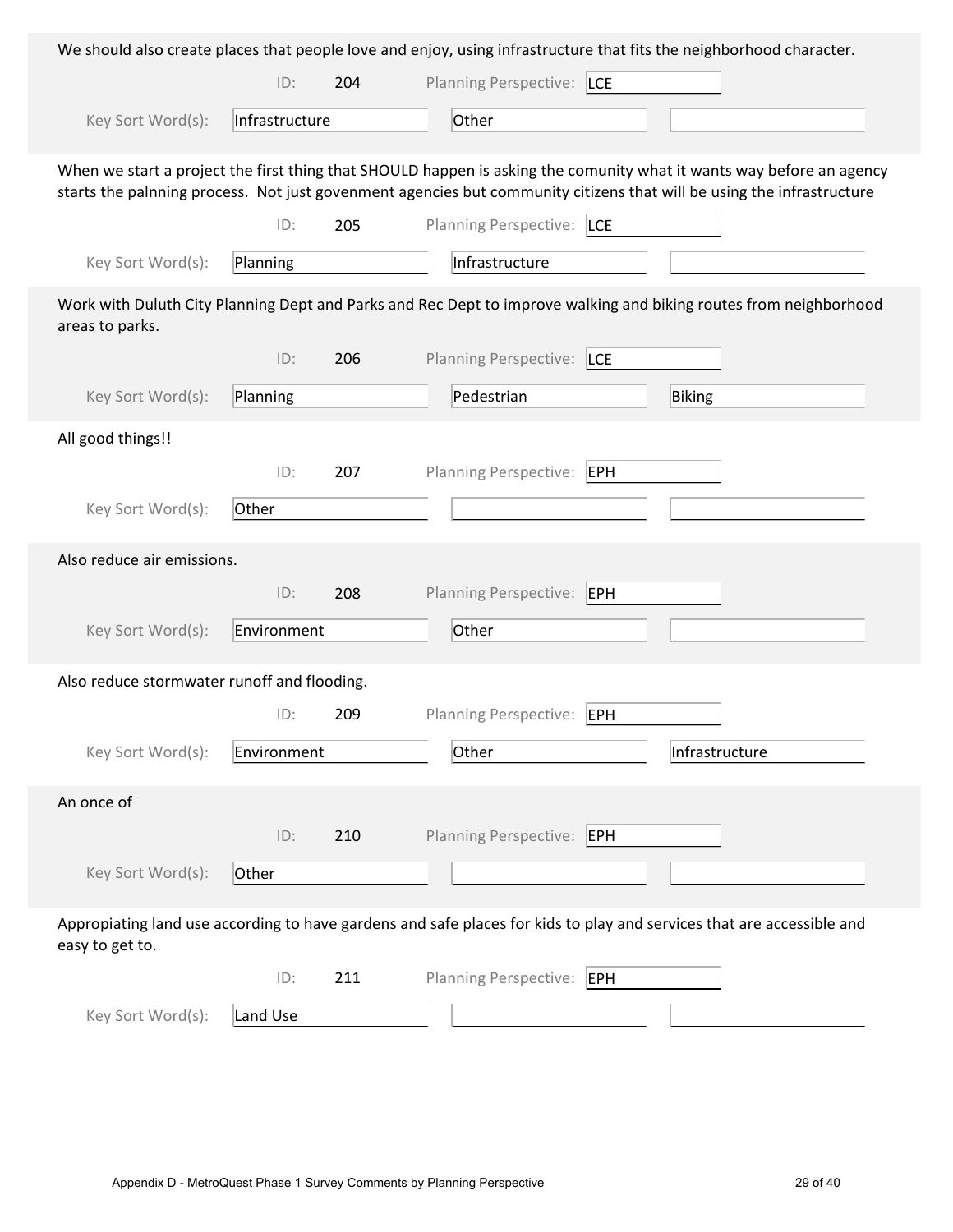We should also create places that people love and enjoy, using infrastructure that fits the neighborhood character.

ID: 204 Planning Perspective: LCE

Key Sort Word(s): Infrastructure | Other

When we start a project the first thing that SHOULD happen is asking the comunity what it wants way before an agency starts the palnning process. Not just govenment agencies but community citizens that will be using the infrastructure

ID: 205 Planning Perspective: LCE

Key Sort Word(s): Planning | Infrastructure

Work with Duluth City Planning Dept and Parks and Rec Dept to improve walking and biking routes from neighborhood areas to parks.

ID: 206 Planning Perspective: LCE

Key Sort Word(s): Planning | Pedestrian | Biking

All good things!!

ID: 207 Planning Perspective: EPH

Key Sort Word(s): Other

Also reduce air emissions.

ID: 208 Planning Perspective: EPH

Key Sort Word(s): Environment | Other

Also reduce stormwater runoff and flooding.

ID: 209 Planning Perspective: EPH

Key Sort Word(s): Environment | Other | Infrastructure

An once of

ID: 210 Planning Perspective: EPH

Key Sort Word(s): Other

Appropiating land use according to have gardens and safe places for kids to play and services that are accessible and easy to get to.

ID: 211 Planning Perspective: EPH

Key Sort Word(s): Land Use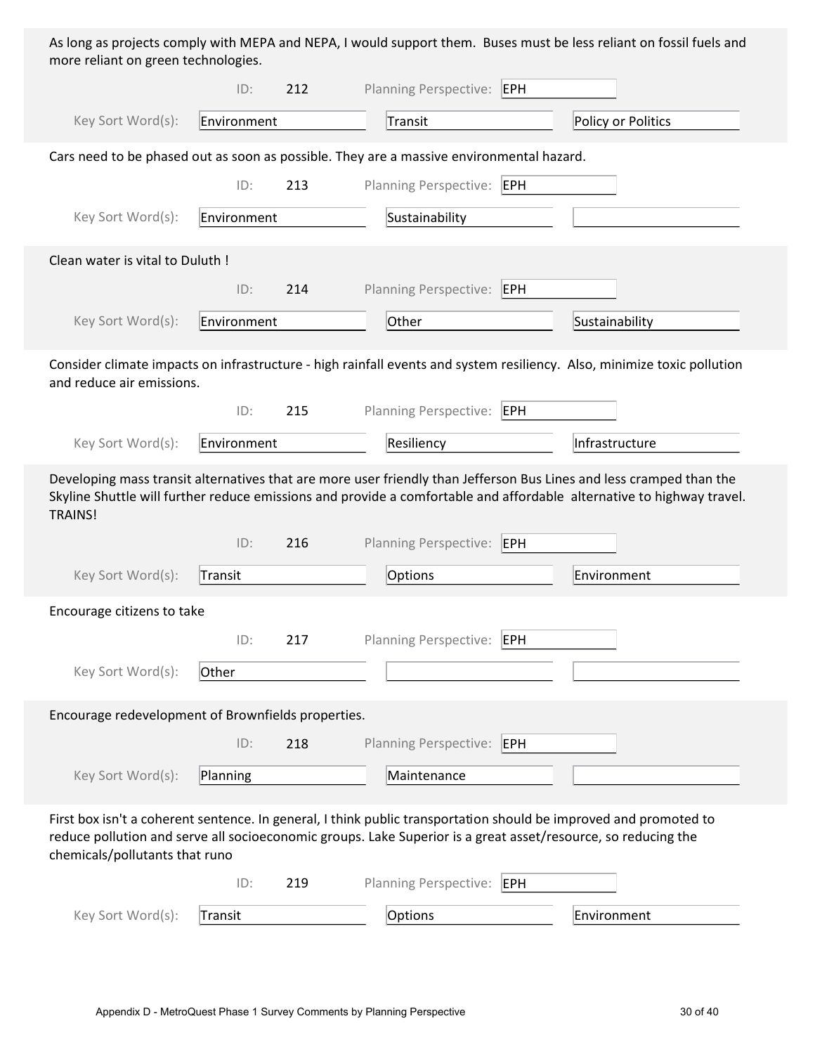As long as projects comply with MEPA and NEPA, I would support them. Buses must be less reliant on fossil fuels and more reliant on green technologies.

ID: 212 Planning Perspective: EPH

Key Sort Word(s): Environment | Transit | Policy or Politics

Cars need to be phased out as soon as possible. They are a massive environmental hazard.

ID: 213 Planning Perspective: EPH

Key Sort Word(s): Environment | Sustainability

Clean water is vital to Duluth !

ID: 214 Planning Perspective: EPH

Key Sort Word(s): Environment | Other | Sustainability

Consider climate impacts on infrastructure - high rainfall events and system resiliency. Also, minimize toxic pollution and reduce air emissions.

ID: 215 Planning Perspective: EPH

Key Sort Word(s): Environment | Resiliency | Infrastructure

Developing mass transit alternatives that are more user friendly than Jefferson Bus Lines and less cramped than the Skyline Shuttle will further reduce emissions and provide a comfortable and affordable alternative to highway travel. TRAINS!

ID: 216 Planning Perspective: EPH

Key Sort Word(s): Transit | Options | Environment

Encourage citizens to take

ID: 217 Planning Perspective: EPH

Key Sort Word(s): Other

Encourage redevelopment of Brownfields properties.

ID: 218 Planning Perspective: EPH

Key Sort Word(s): Planning | Maintenance

First box isn't a coherent sentence. In general, I think public transportation should be improved and promoted to reduce pollution and serve all socioeconomic groups. Lake Superior is a great asset/resource, so reducing the chemicals/pollutants that runo

ID: 219 Planning Perspective: EPH

Key Sort Word(s): Transit | Options | Environment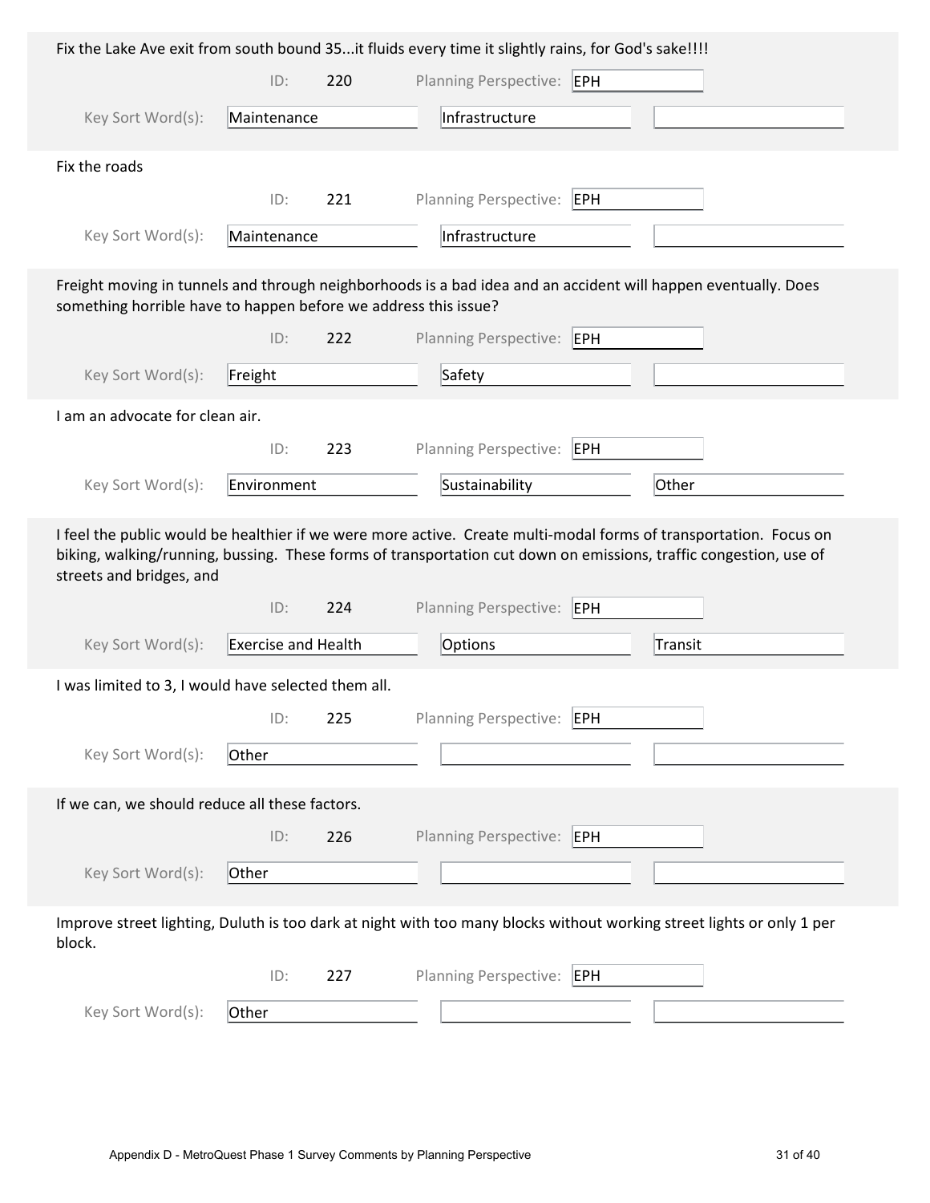Fix the Lake Ave exit from south bound 35...it fluids every time it slightly rains, for God's sake!!!!

ID: 220 Planning Perspective: EPH

Key Sort Word(s): Maintenance | Infrastructure

Fix the roads

ID: 221 Planning Perspective: EPH

Key Sort Word(s): Maintenance | Infrastructure

Freight moving in tunnels and through neighborhoods is a bad idea and an accident will happen eventually. Does something horrible have to happen before we address this issue?

ID: 222 Planning Perspective: EPH

Key Sort Word(s): Freight | Safety

I am an advocate for clean air.

ID: 223 Planning Perspective: EPH

Key Sort Word(s): Environment | Sustainability | Other

I feel the public would be healthier if we were more active. Create multi-modal forms of transportation. Focus on biking, walking/running, bussing. These forms of transportation cut down on emissions, traffic congestion, use of streets and bridges, and

ID: 224 Planning Perspective: EPH

Key Sort Word(s): Exercise and Health | Options | Transit

I was limited to 3, I would have selected them all.

ID: 225 Planning Perspective: EPH

Key Sort Word(s): Other

If we can, we should reduce all these factors.

ID: 226 Planning Perspective: EPH

Key Sort Word(s): Other

Improve street lighting, Duluth is too dark at night with too many blocks without working street lights or only 1 per block.

ID: 227 Planning Perspective: EPH

Key Sort Word(s): Other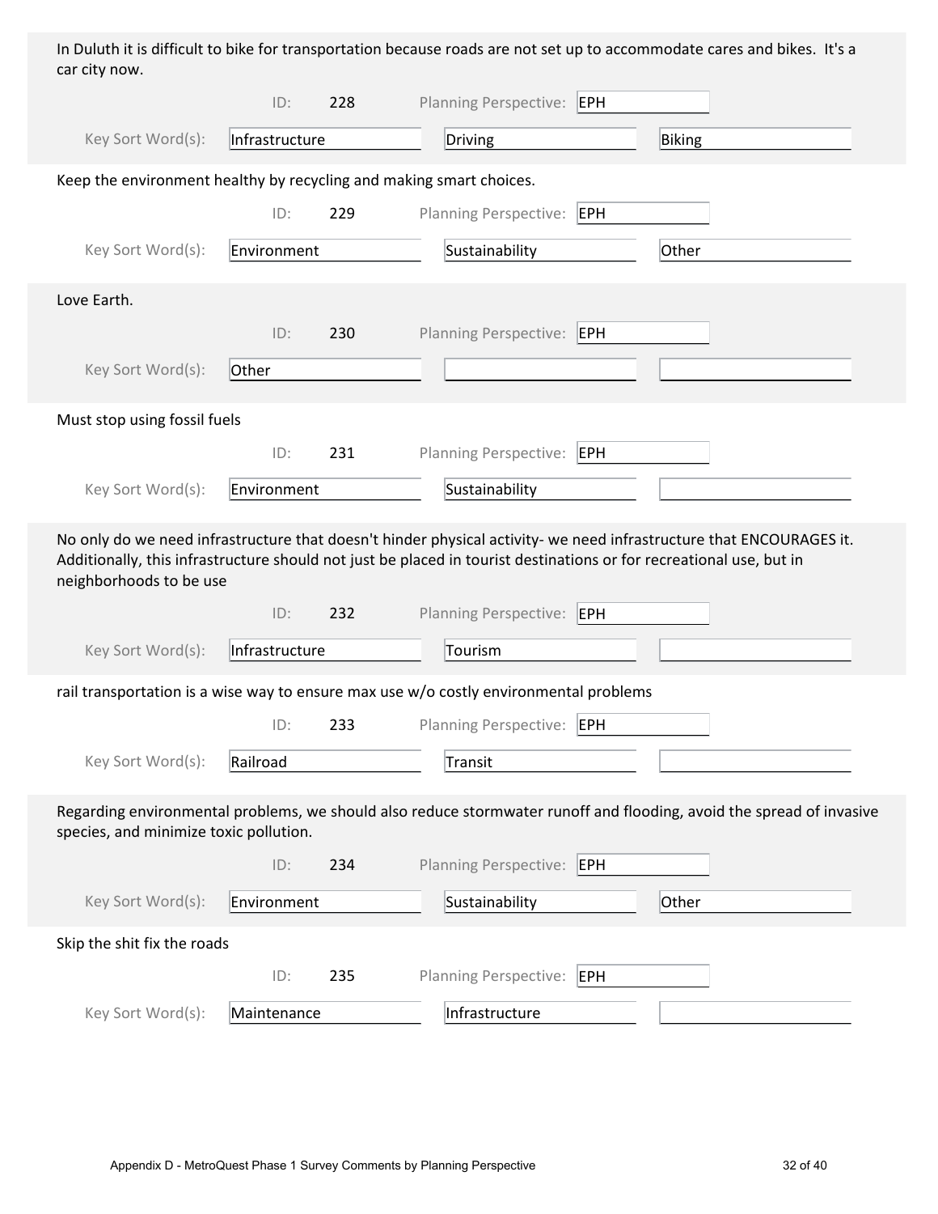In Duluth it is difficult to bike for transportation because roads are not set up to accommodate cares and bikes. It's a car city now.

ID: 228 Planning Perspective: EPH

Key Sort Word(s): Infrastructure | Driving | Biking

Keep the environment healthy by recycling and making smart choices.

ID: 229 Planning Perspective: EPH

Key Sort Word(s): Environment | Sustainability | Other

Love Earth.

ID: 230 Planning Perspective: EPH

Key Sort Word(s): Other

Must stop using fossil fuels

ID: 231 Planning Perspective: EPH

Key Sort Word(s): Environment | Sustainability

No only do we need infrastructure that doesn't hinder physical activity- we need infrastructure that ENCOURAGES it. Additionally, this infrastructure should not just be placed in tourist destinations or for recreational use, but in neighborhoods to be use

ID: 232 Planning Perspective: EPH

Key Sort Word(s): Infrastructure | Tourism

rail transportation is a wise way to ensure max use w/o costly environmental problems

ID: 233 Planning Perspective: EPH

Key Sort Word(s): Railroad | Transit

Regarding environmental problems, we should also reduce stormwater runoff and flooding, avoid the spread of invasive species, and minimize toxic pollution.

ID: 234 Planning Perspective: EPH

Key Sort Word(s): Environment | Sustainability | Other

Skip the shit fix the roads

ID: 235 Planning Perspective: EPH

Key Sort Word(s): Maintenance | Infrastructure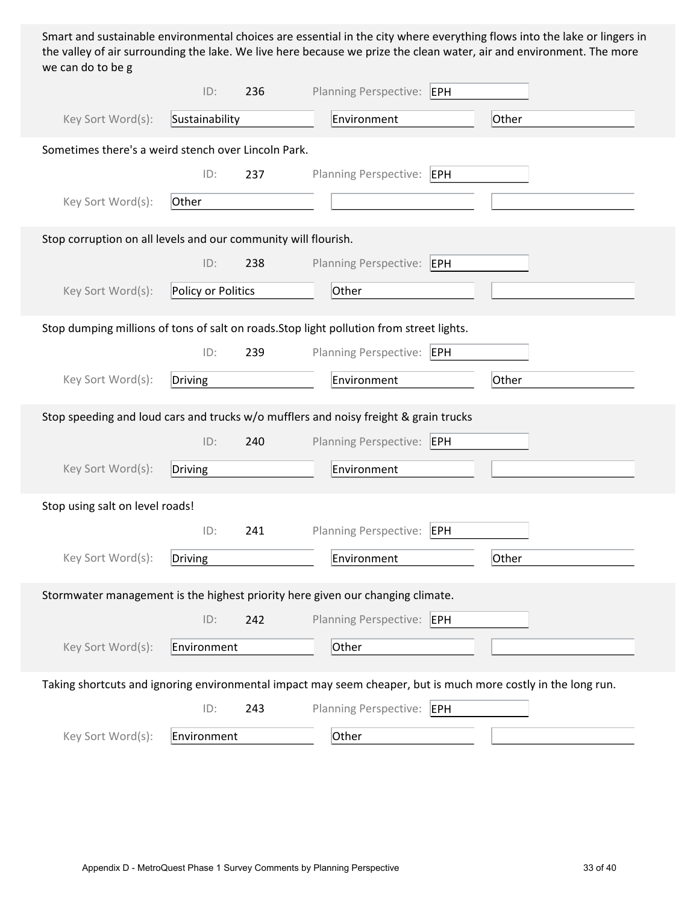Smart and sustainable environmental choices are essential in the city where everything flows into the lake or lingers in the valley of air surrounding the lake. We live here because we prize the clean water, air and environment. The more we can do to be g

ID: 236 Planning Perspective: EPH

Key Sort Word(s): Sustainability | Environment | Other

Sometimes there's a weird stench over Lincoln Park.

ID: 237 Planning Perspective: EPH

Key Sort Word(s): Other

Stop corruption on all levels and our community will flourish.

ID: 238 Planning Perspective: EPH

Key Sort Word(s): Policy or Politics | Other

Stop dumping millions of tons of salt on roads.Stop light pollution from street lights.

ID: 239 Planning Perspective: EPH

Key Sort Word(s): Driving | Environment | Other

Stop speeding and loud cars and trucks w/o mufflers and noisy freight & grain trucks

ID: 240 Planning Perspective: EPH

Key Sort Word(s): Driving | Environment

Stop using salt on level roads!

ID: 241 Planning Perspective: EPH

Key Sort Word(s): Driving | Environment | Other

Stormwater management is the highest priority here given our changing climate.

ID: 242 Planning Perspective: EPH

Key Sort Word(s): Environment | Other

Taking shortcuts and ignoring environmental impact may seem cheaper, but is much more costly in the long run.

ID: 243 Planning Perspective: EPH

Key Sort Word(s): Environment | Other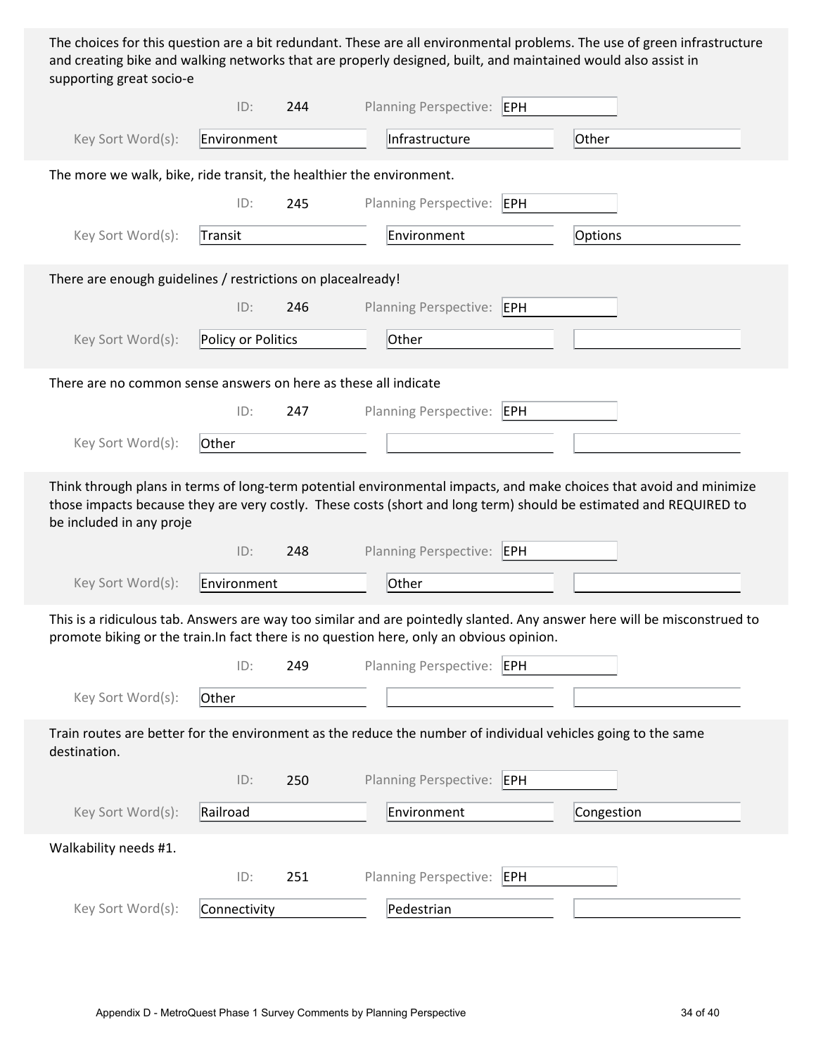The choices for this question are a bit redundant. These are all environmental problems. The use of green infrastructure and creating bike and walking networks that are properly designed, built, and maintained would also assist in supporting great socio-e

ID: 244 Planning Perspective: EPH

Key Sort Word(s): Environment | Infrastructure | Other

The more we walk, bike, ride transit, the healthier the environment.

ID: 245 Planning Perspective: EPH

Key Sort Word(s): Transit | Environment | Options

There are enough guidelines / restrictions on placealready!

ID: 246 Planning Perspective: EPH

Key Sort Word(s): Policy or Politics | Other

There are no common sense answers on here as these all indicate

ID: 247 Planning Perspective: EPH

Key Sort Word(s): Other

Think through plans in terms of long-term potential environmental impacts, and make choices that avoid and minimize those impacts because they are very costly. These costs (short and long term) should be estimated and REQUIRED to be included in any proje

ID: 248 Planning Perspective: EPH

Key Sort Word(s): Environment | Other

This is a ridiculous tab. Answers are way too similar and are pointedly slanted. Any answer here will be misconstrued to promote biking or the train.In fact there is no question here, only an obvious opinion.

ID: 249 Planning Perspective: EPH

Key Sort Word(s): Other

Train routes are better for the environment as the reduce the number of individual vehicles going to the same destination.

ID: 250 Planning Perspective: EPH

Key Sort Word(s): Railroad | Environment | Congestion

Walkability needs #1.

ID: 251 Planning Perspective: EPH

Key Sort Word(s): Connectivity | Pedestrian

Appendix D - MetroQuest Phase 1 Survey Comments by Planning Perspective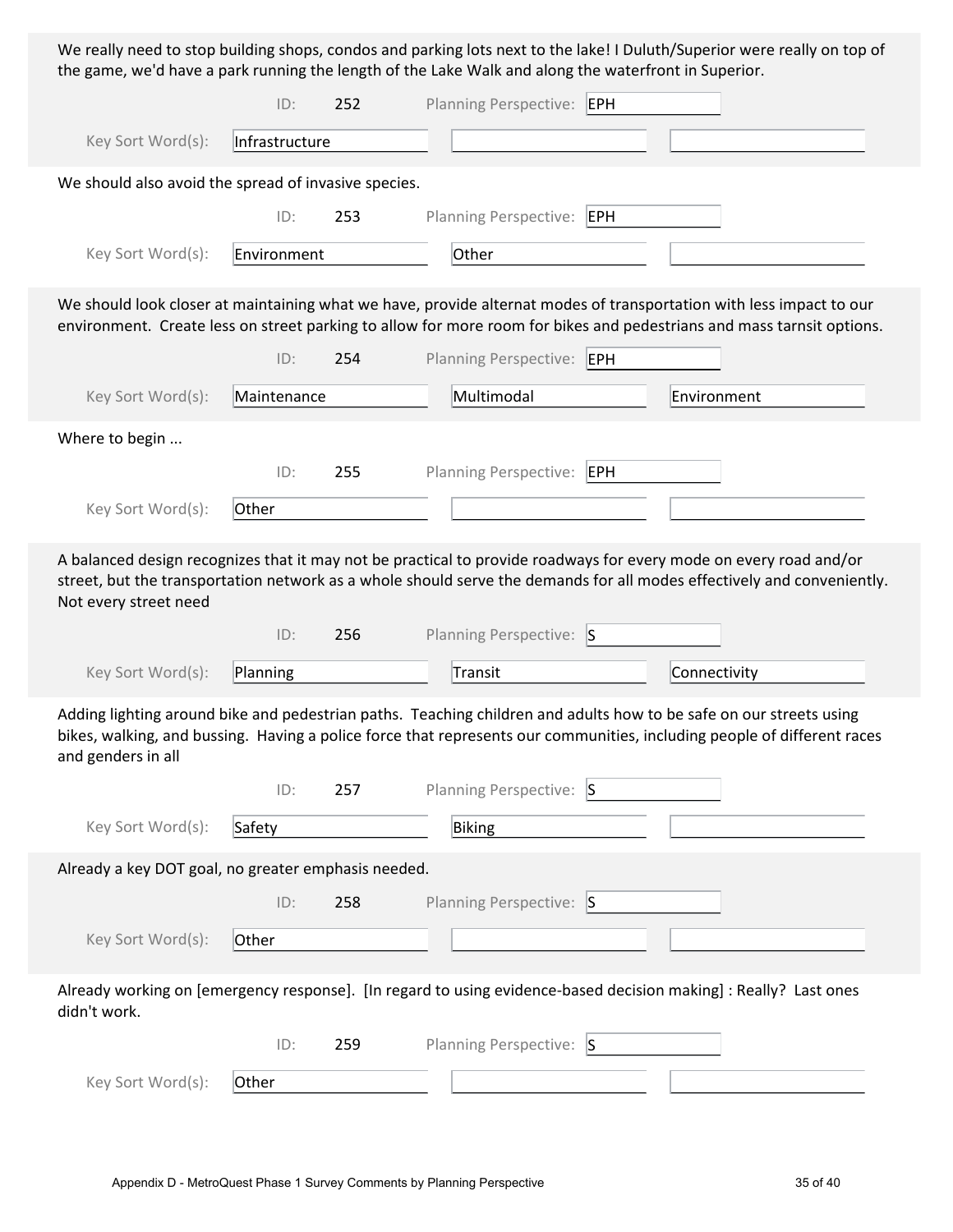We really need to stop building shops, condos and parking lots next to the lake! I Duluth/Superior were really on top of the game, we'd have a park running the length of the Lake Walk and along the waterfront in Superior.

ID: 252 Planning Perspective: EPH

Key Sort Word(s): Infrastructure

We should also avoid the spread of invasive species.

ID: 253 Planning Perspective: EPH

Key Sort Word(s): Environment | Other

We should look closer at maintaining what we have, provide alternat modes of transportation with less impact to our environment. Create less on street parking to allow for more room for bikes and pedestrians and mass tarnsit options.

ID: 254 Planning Perspective: EPH

Key Sort Word(s): Maintenance | Multimodal | Environment

Where to begin ...

ID: 255 Planning Perspective: EPH

Key Sort Word(s): Other

A balanced design recognizes that it may not be practical to provide roadways for every mode on every road and/or street, but the transportation network as a whole should serve the demands for all modes effectively and conveniently. Not every street need

ID: 256 Planning Perspective: S

Key Sort Word(s): Planning | Transit | Connectivity

Adding lighting around bike and pedestrian paths. Teaching children and adults how to be safe on our streets using bikes, walking, and bussing. Having a police force that represents our communities, including people of different races and genders in all

ID: 257 Planning Perspective: S

Key Sort Word(s): Safety | Biking

Already a key DOT goal, no greater emphasis needed.

ID: 258 Planning Perspective: S

Key Sort Word(s): Other

Already working on [emergency response]. [In regard to using evidence-based decision making] : Really? Last ones didn't work.

ID: 259 Planning Perspective: S

Key Sort Word(s): Other

Appendix D - MetroQuest Phase 1 Survey Comments by Planning Perspective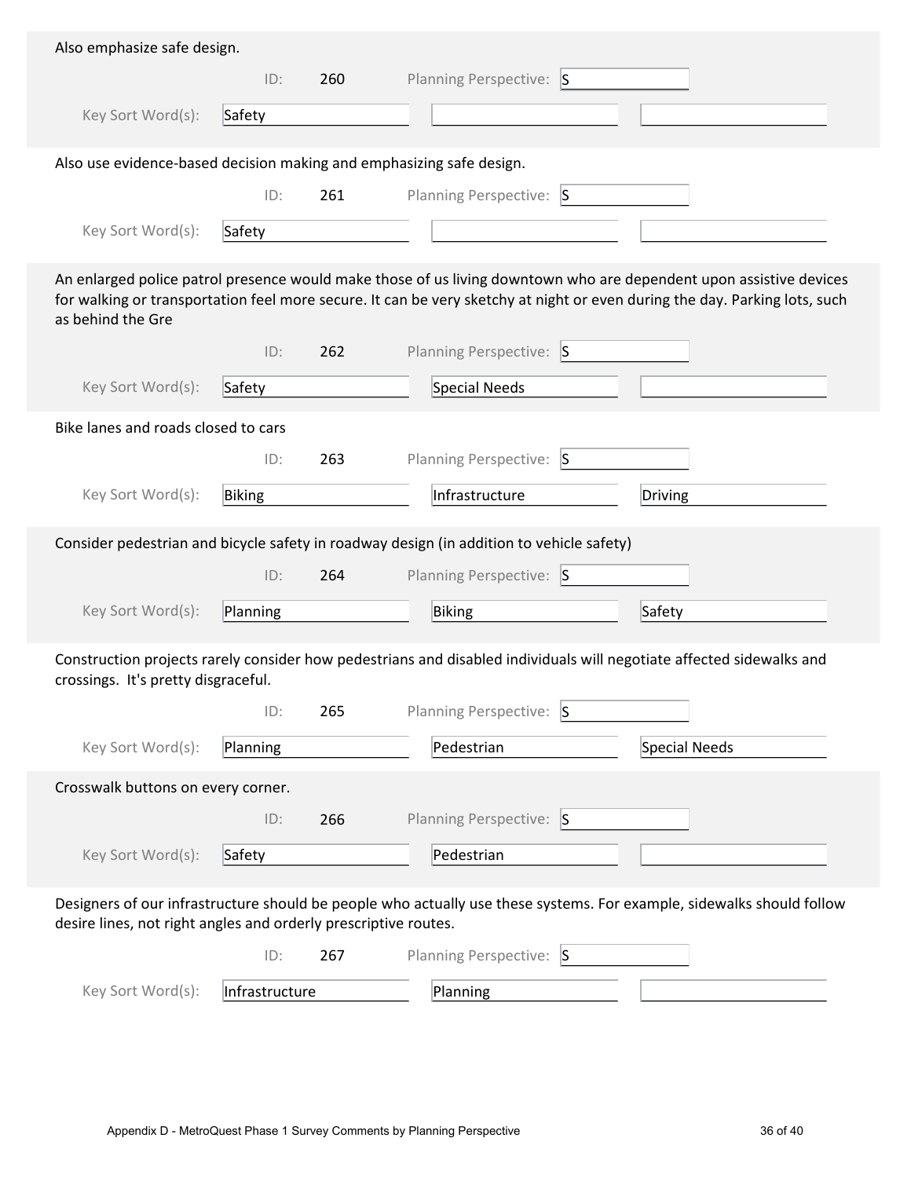Also emphasize safe design.

ID: 260 Planning Perspective: S

Key Sort Word(s): Safety

---

Also use evidence-based decision making and emphasizing safe design.

ID: 261 Planning Perspective: S

Key Sort Word(s): Safety

---

An enlarged police patrol presence would make those of us living downtown who are dependent upon assistive devices for walking or transportation feel more secure. It can be very sketchy at night or even during the day. Parking lots, such as behind the Gre

ID: 262 Planning Perspective: S

Key Sort Word(s): Safety | Special Needs

---

Bike lanes and roads closed to cars

ID: 263 Planning Perspective: S

Key Sort Word(s): Biking | Infrastructure | Driving

---

Consider pedestrian and bicycle safety in roadway design (in addition to vehicle safety)

ID: 264 Planning Perspective: S

Key Sort Word(s): Planning | Biking | Safety

---

Construction projects rarely consider how pedestrians and disabled individuals will negotiate affected sidewalks and crossings. It's pretty disgraceful.

ID: 265 Planning Perspective: S

Key Sort Word(s): Planning | Pedestrian | Special Needs

---

Crosswalk buttons on every corner.

ID: 266 Planning Perspective: S

Key Sort Word(s): Safety | Pedestrian

---

Designers of our infrastructure should be people who actually use these systems. For example, sidewalks should follow desire lines, not right angles and orderly prescriptive routes.

ID: 267 Planning Perspective: S

Key Sort Word(s): Infrastructure | Planning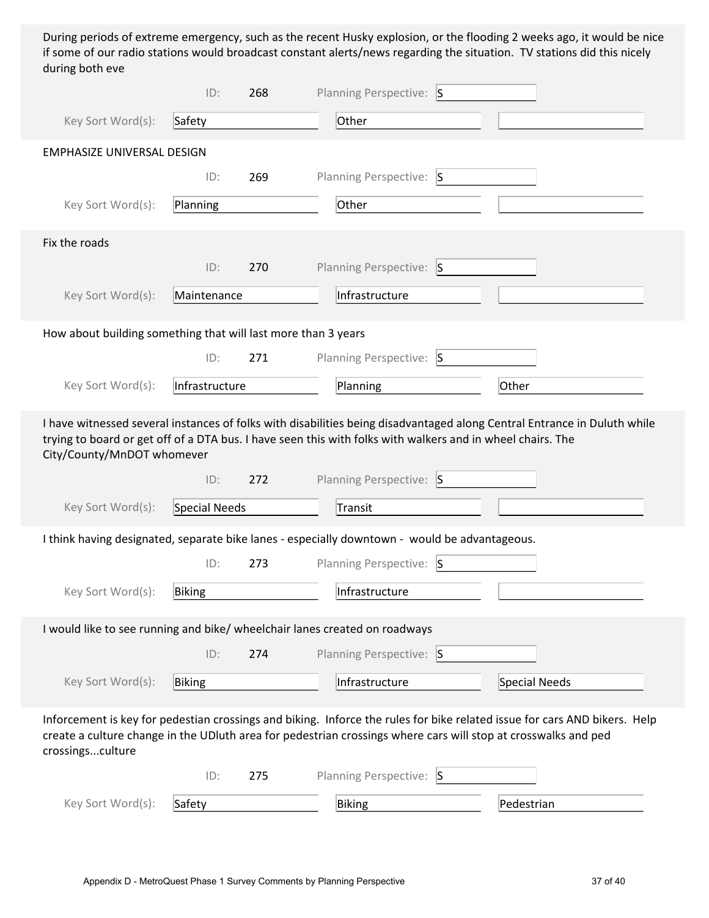During periods of extreme emergency, such as the recent Husky explosion, or the flooding 2 weeks ago, it would be nice if some of our radio stations would broadcast constant alerts/news regarding the situation. TV stations did this nicely during both eve

ID: 268 Planning Perspective: S

Key Sort Word(s): Safety | Other

EMPHASIZE UNIVERSAL DESIGN

ID: 269 Planning Perspective: S

Key Sort Word(s): Planning | Other

Fix the roads

ID: 270 Planning Perspective: S

Key Sort Word(s): Maintenance | Infrastructure

How about building something that will last more than 3 years

ID: 271 Planning Perspective: S

Key Sort Word(s): Infrastructure | Planning | Other

I have witnessed several instances of folks with disabilities being disadvantaged along Central Entrance in Duluth while trying to board or get off of a DTA bus. I have seen this with folks with walkers and in wheel chairs. The City/County/MnDOT whomever

ID: 272 Planning Perspective: S

Key Sort Word(s): Special Needs | Transit

I think having designated, separate bike lanes - especially downtown - would be advantageous.

ID: 273 Planning Perspective: S

Key Sort Word(s): Biking | Infrastructure

I would like to see running and bike/ wheelchair lanes created on roadways

ID: 274 Planning Perspective: S

Key Sort Word(s): Biking | Infrastructure | Special Needs

Inforcement is key for pedestrian crossings and biking. Inforce the rules for bike related issue for cars AND bikers. Help create a culture change in the UDluth area for pedestrian crossings where cars will stop at crosswalks and ped crossings...culture

ID: 275 Planning Perspective: S

Key Sort Word(s): Safety | Biking | Pedestrian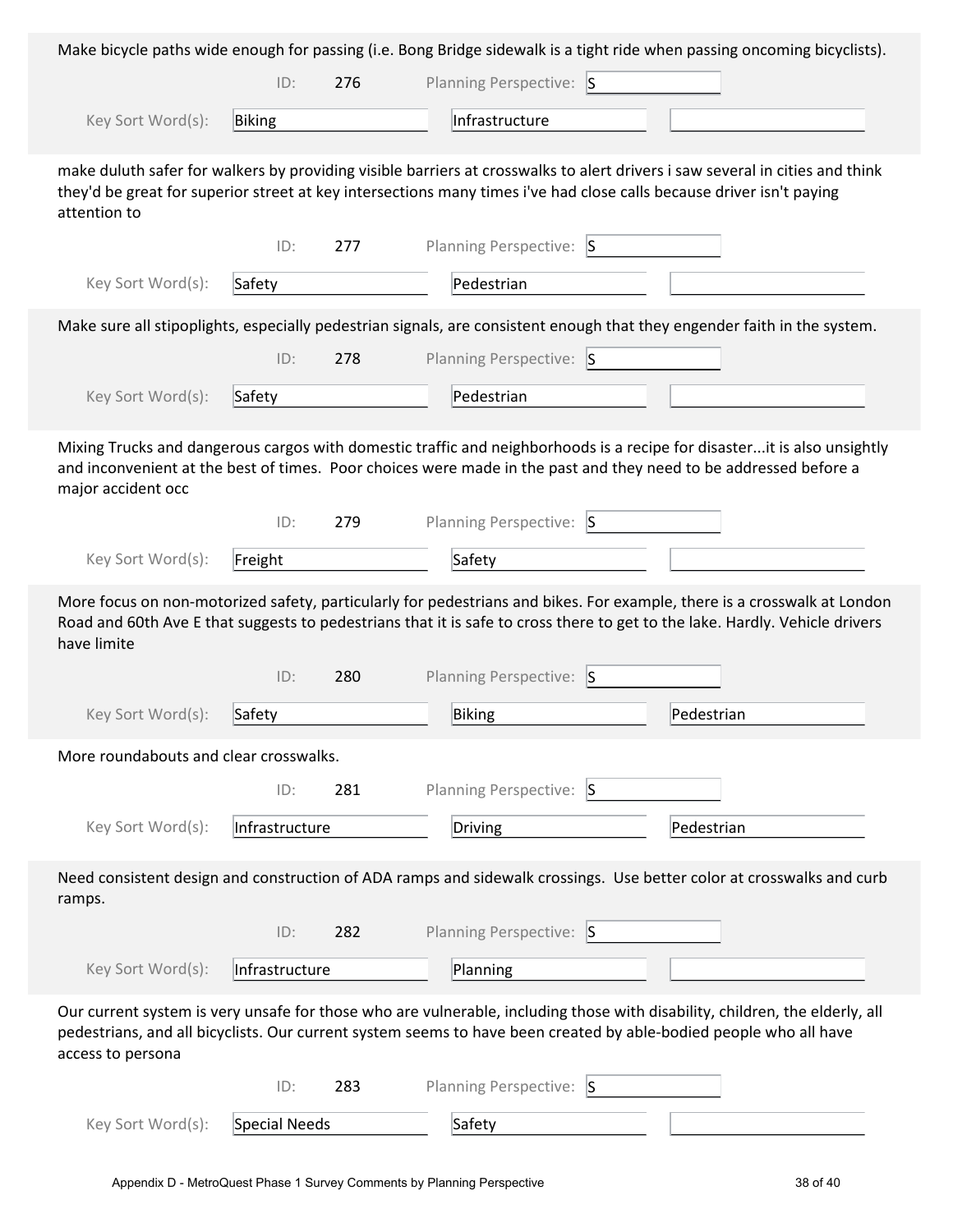Make bicycle paths wide enough for passing (i.e. Bong Bridge sidewalk is a tight ride when passing oncoming bicyclists).

ID: 276 Planning Perspective: S

Key Sort Word(s): Biking | Infrastructure

---

make duluth safer for walkers by providing visible barriers at crosswalks to alert drivers i saw several in cities and think they'd be great for superior street at key intersections many times i've had close calls because driver isn't paying attention to

ID: 277 Planning Perspective: S

Key Sort Word(s): Safety | Pedestrian

---

Make sure all stipoplights, especially pedestrian signals, are consistent enough that they engender faith in the system.

ID: 278 Planning Perspective: S

Key Sort Word(s): Safety | Pedestrian

---

Mixing Trucks and dangerous cargos with domestic traffic and neighborhoods is a recipe for disaster...it is also unsightly and inconvenient at the best of times. Poor choices were made in the past and they need to be addressed before a major accident occ

ID: 279 Planning Perspective: S

Key Sort Word(s): Freight | Safety

---

More focus on non-motorized safety, particularly for pedestrians and bikes. For example, there is a crosswalk at London Road and 60th Ave E that suggests to pedestrians that it is safe to cross there to get to the lake. Hardly. Vehicle drivers have limite

ID: 280 Planning Perspective: S

Key Sort Word(s): Safety | Biking | Pedestrian

---

More roundabouts and clear crosswalks.

ID: 281 Planning Perspective: S

Key Sort Word(s): Infrastructure | Driving | Pedestrian

---

Need consistent design and construction of ADA ramps and sidewalk crossings. Use better color at crosswalks and curb ramps.

ID: 282 Planning Perspective: S

Key Sort Word(s): Infrastructure | Planning

---

Our current system is very unsafe for those who are vulnerable, including those with disability, children, the elderly, all pedestrians, and all bicyclists. Our current system seems to have been created by able-bodied people who all have access to persona

ID: 283 Planning Perspective: S

Key Sort Word(s): Special Needs | Safety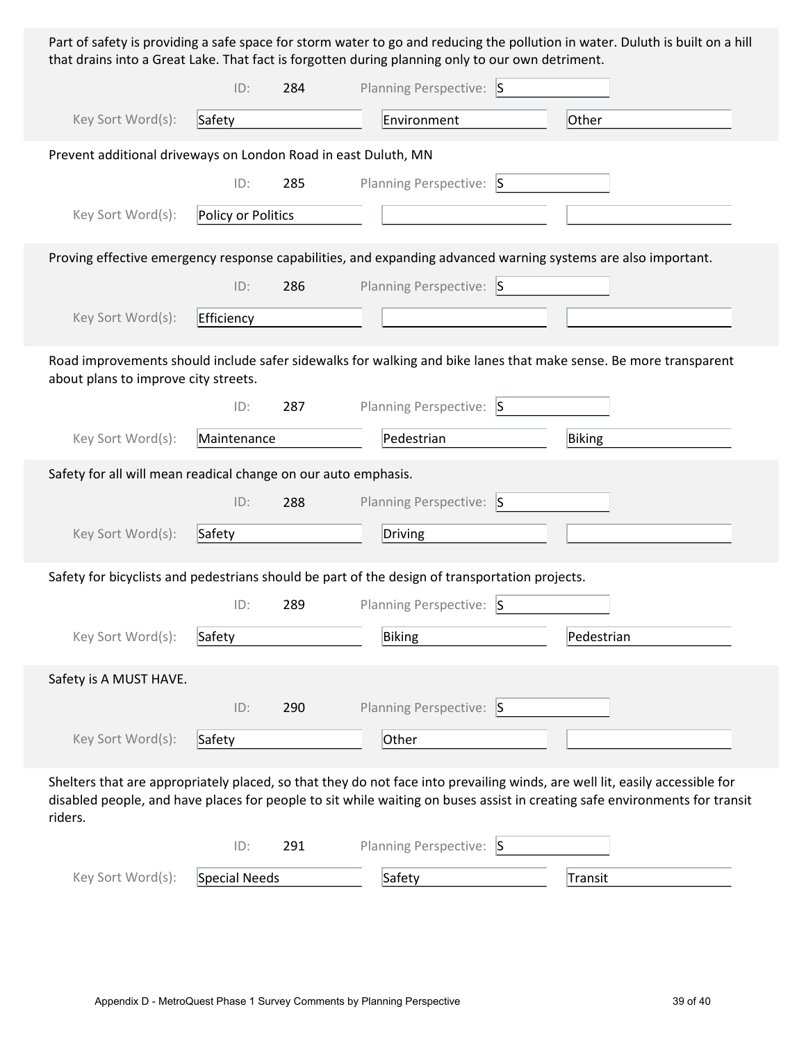Part of safety is providing a safe space for storm water to go and reducing the pollution in water. Duluth is built on a hill that drains into a Great Lake. That fact is forgotten during planning only to our own detriment.

ID: 284 Planning Perspective: S

Key Sort Word(s): Safety | Environment | Other

Prevent additional driveways on London Road in east Duluth, MN

ID: 285 Planning Perspective: S

Key Sort Word(s): Policy or Politics

Proving effective emergency response capabilities, and expanding advanced warning systems are also important.

ID: 286 Planning Perspective: S

Key Sort Word(s): Efficiency

Road improvements should include safer sidewalks for walking and bike lanes that make sense. Be more transparent about plans to improve city streets.

ID: 287 Planning Perspective: S

Key Sort Word(s): Maintenance | Pedestrian | Biking

Safety for all will mean readical change on our auto emphasis.

ID: 288 Planning Perspective: S

Key Sort Word(s): Safety | Driving

Safety for bicyclists and pedestrians should be part of the design of transportation projects.

ID: 289 Planning Perspective: S

Key Sort Word(s): Safety | Biking | Pedestrian

Safety is A MUST HAVE.

ID: 290 Planning Perspective: S

Key Sort Word(s): Safety | Other

Shelters that are appropriately placed, so that they do not face into prevailing winds, are well lit, easily accessible for disabled people, and have places for people to sit while waiting on buses assist in creating safe environments for transit riders.

ID: 291 Planning Perspective: S

Key Sort Word(s): Special Needs | Safety | Transit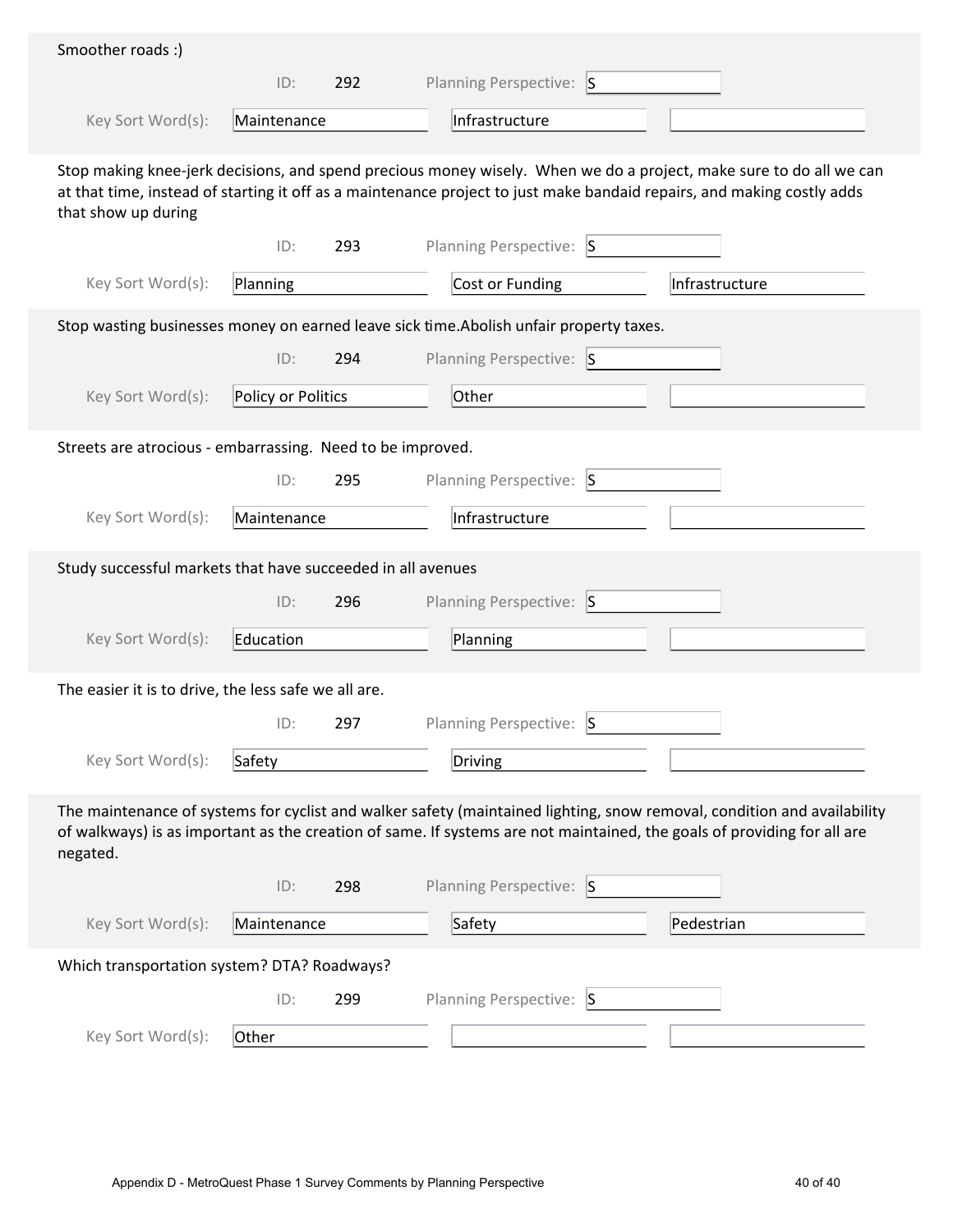Smoother roads :)

| | | | | |
|---|---|---|---|---|
| | ID: | 292 | Planning Perspective: | S |
| Key Sort Word(s): | Maintenance | Infrastructure | | |

Stop making knee-jerk decisions, and spend precious money wisely. When we do a project, make sure to do all we can at that time, instead of starting it off as a maintenance project to just make bandaid repairs, and making costly adds that show up during

| | | | | |
|---|---|---|---|---|
| | ID: | 293 | Planning Perspective: | S |
| Key Sort Word(s): | Planning | Cost or Funding | Infrastructure | |

Stop wasting businesses money on earned leave sick time.Abolish unfair property taxes.

| | | | | |
|---|---|---|---|---|
| | ID: | 294 | Planning Perspective: | S |
| Key Sort Word(s): | Policy or Politics | Other | | |

Streets are atrocious - embarrassing. Need to be improved.

| | | | | |
|---|---|---|---|---|
| | ID: | 295 | Planning Perspective: | S |
| Key Sort Word(s): | Maintenance | Infrastructure | | |

Study successful markets that have succeeded in all avenues

| | | | | |
|---|---|---|---|---|
| | ID: | 296 | Planning Perspective: | S |
| Key Sort Word(s): | Education | Planning | | |

The easier it is to drive, the less safe we all are.

| | | | | |
|---|---|---|---|---|
| | ID: | 297 | Planning Perspective: | S |
| Key Sort Word(s): | Safety | Driving | | |

The maintenance of systems for cyclist and walker safety (maintained lighting, snow removal, condition and availability of walkways) is as important as the creation of same. If systems are not maintained, the goals of providing for all are negated.

| | | | | |
|---|---|---|---|---|
| | ID: | 298 | Planning Perspective: | S |
| Key Sort Word(s): | Maintenance | Safety | Pedestrian | |

Which transportation system? DTA? Roadways?

| | | | | |
|---|---|---|---|---|
| | ID: | 299 | Planning Perspective: | S |
| Key Sort Word(s): | Other | | | |